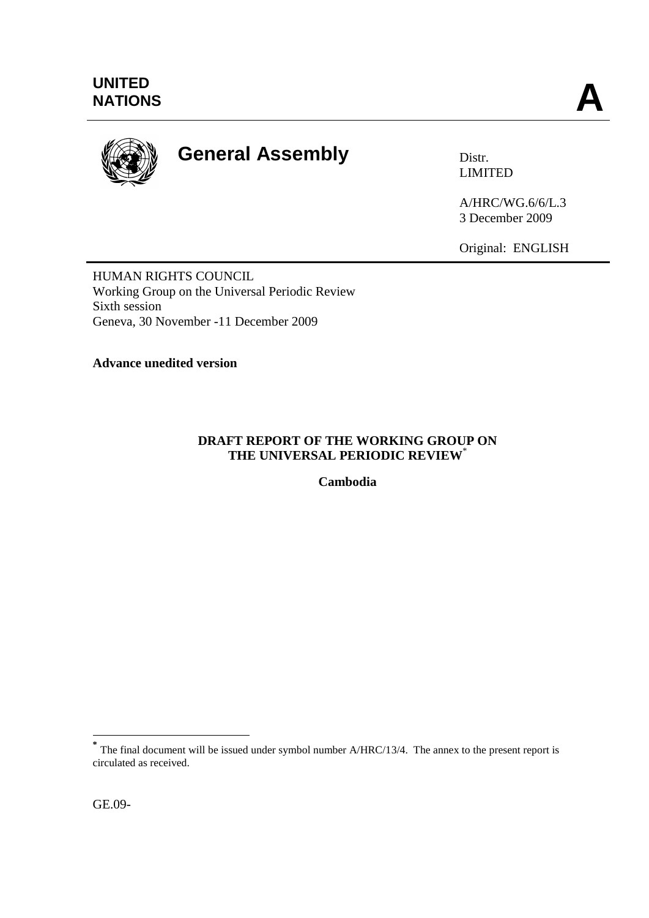UNITED NATIONS

A

# General Assembly

Distr.
LIMITED

A/HRC/WG.6/6/L.3
3 December 2009

Original: ENGLISH

HUMAN RIGHTS COUNCIL
Working Group on the Universal Periodic Review
Sixth session
Geneva, 30 November -11 December 2009

**Advance unedited version**

**DRAFT REPORT OF THE WORKING GROUP ON THE UNIVERSAL PERIODIC REVIEW[*]**

**Cambodia**

---

[*] The final document will be issued under symbol number A/HRC/13/4. The annex to the present report is circulated as received.

GE.09-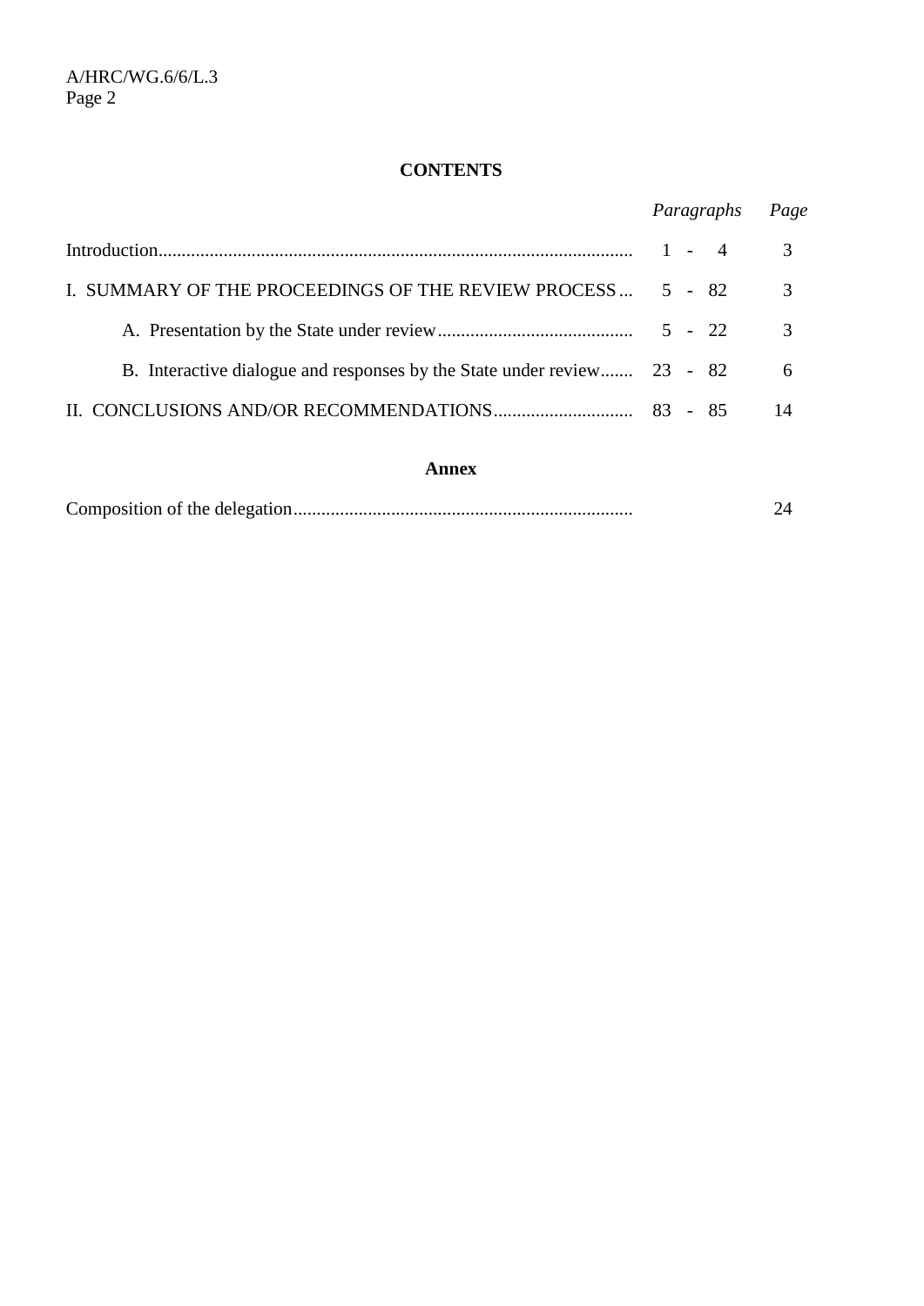## CONTENTS

| | *Paragraphs* | *Page* |
|---|---|---|
| Introduction | 1 - 4 | 3 |
| I. SUMMARY OF THE PROCEEDINGS OF THE REVIEW PROCESS | 5 - 82 | 3 |
| A. Presentation by the State under review | 5 - 22 | 3 |
| B. Interactive dialogue and responses by the State under review | 23 - 82 | 6 |
| II. CONCLUSIONS AND/OR RECOMMENDATIONS | 83 - 85 | 14 |

**Annex**

| | | |
|---|---|---|
| Composition of the delegation | | 24 |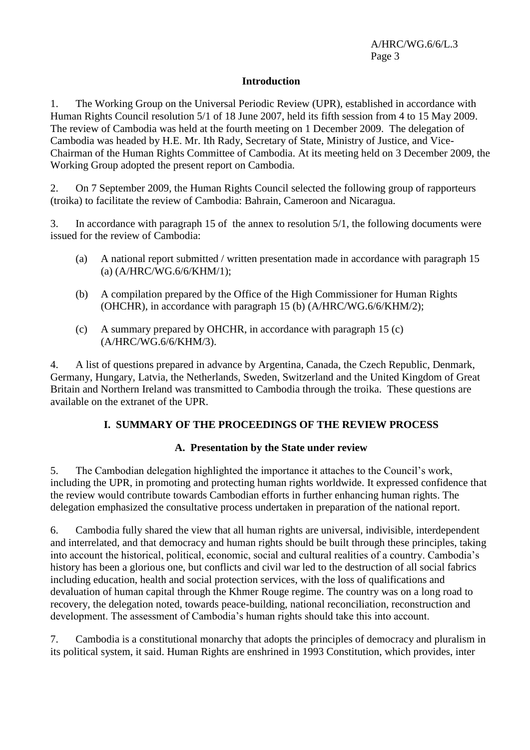## Introduction

1. The Working Group on the Universal Periodic Review (UPR), established in accordance with Human Rights Council resolution 5/1 of 18 June 2007, held its fifth session from 4 to 15 May 2009. The review of Cambodia was held at the fourth meeting on 1 December 2009. The delegation of Cambodia was headed by H.E. Mr. Ith Rady, Secretary of State, Ministry of Justice, and Vice-Chairman of the Human Rights Committee of Cambodia. At its meeting held on 3 December 2009, the Working Group adopted the present report on Cambodia.

2. On 7 September 2009, the Human Rights Council selected the following group of rapporteurs (troika) to facilitate the review of Cambodia: Bahrain, Cameroon and Nicaragua.

3. In accordance with paragraph 15 of the annex to resolution 5/1, the following documents were issued for the review of Cambodia:

(a) A national report submitted / written presentation made in accordance with paragraph 15 (a) (A/HRC/WG.6/6/KHM/1);

(b) A compilation prepared by the Office of the High Commissioner for Human Rights (OHCHR), in accordance with paragraph 15 (b) (A/HRC/WG.6/6/KHM/2);

(c) A summary prepared by OHCHR, in accordance with paragraph 15 (c) (A/HRC/WG.6/6/KHM/3).

4. A list of questions prepared in advance by Argentina, Canada, the Czech Republic, Denmark, Germany, Hungary, Latvia, the Netherlands, Sweden, Switzerland and the United Kingdom of Great Britain and Northern Ireland was transmitted to Cambodia through the troika. These questions are available on the extranet of the UPR.

## I. SUMMARY OF THE PROCEEDINGS OF THE REVIEW PROCESS

### A. Presentation by the State under review

5. The Cambodian delegation highlighted the importance it attaches to the Council's work, including the UPR, in promoting and protecting human rights worldwide. It expressed confidence that the review would contribute towards Cambodian efforts in further enhancing human rights. The delegation emphasized the consultative process undertaken in preparation of the national report.

6. Cambodia fully shared the view that all human rights are universal, indivisible, interdependent and interrelated, and that democracy and human rights should be built through these principles, taking into account the historical, political, economic, social and cultural realities of a country. Cambodia's history has been a glorious one, but conflicts and civil war led to the destruction of all social fabrics including education, health and social protection services, with the loss of qualifications and devaluation of human capital through the Khmer Rouge regime. The country was on a long road to recovery, the delegation noted, towards peace-building, national reconciliation, reconstruction and development. The assessment of Cambodia's human rights should take this into account.

7. Cambodia is a constitutional monarchy that adopts the principles of democracy and pluralism in its political system, it said. Human Rights are enshrined in 1993 Constitution, which provides, inter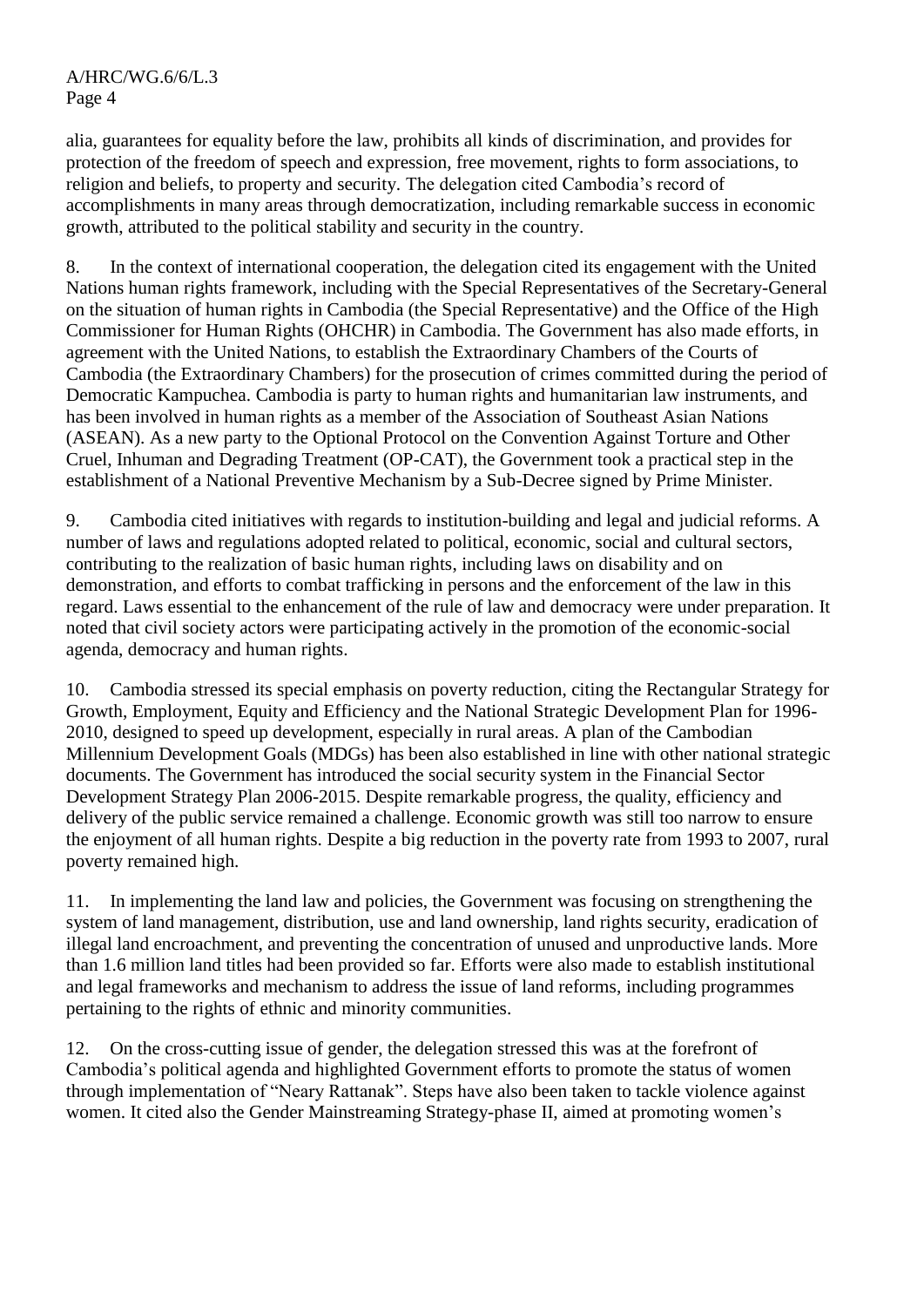alia, guarantees for equality before the law, prohibits all kinds of discrimination, and provides for protection of the freedom of speech and expression, free movement, rights to form associations, to religion and beliefs, to property and security. The delegation cited Cambodia's record of accomplishments in many areas through democratization, including remarkable success in economic growth, attributed to the political stability and security in the country.

8. In the context of international cooperation, the delegation cited its engagement with the United Nations human rights framework, including with the Special Representatives of the Secretary-General on the situation of human rights in Cambodia (the Special Representative) and the Office of the High Commissioner for Human Rights (OHCHR) in Cambodia. The Government has also made efforts, in agreement with the United Nations, to establish the Extraordinary Chambers of the Courts of Cambodia (the Extraordinary Chambers) for the prosecution of crimes committed during the period of Democratic Kampuchea. Cambodia is party to human rights and humanitarian law instruments, and has been involved in human rights as a member of the Association of Southeast Asian Nations (ASEAN). As a new party to the Optional Protocol on the Convention Against Torture and Other Cruel, Inhuman and Degrading Treatment (OP-CAT), the Government took a practical step in the establishment of a National Preventive Mechanism by a Sub-Decree signed by Prime Minister.

9. Cambodia cited initiatives with regards to institution-building and legal and judicial reforms. A number of laws and regulations adopted related to political, economic, social and cultural sectors, contributing to the realization of basic human rights, including laws on disability and on demonstration, and efforts to combat trafficking in persons and the enforcement of the law in this regard. Laws essential to the enhancement of the rule of law and democracy were under preparation. It noted that civil society actors were participating actively in the promotion of the economic-social agenda, democracy and human rights.

10. Cambodia stressed its special emphasis on poverty reduction, citing the Rectangular Strategy for Growth, Employment, Equity and Efficiency and the National Strategic Development Plan for 1996-2010, designed to speed up development, especially in rural areas. A plan of the Cambodian Millennium Development Goals (MDGs) has been also established in line with other national strategic documents. The Government has introduced the social security system in the Financial Sector Development Strategy Plan 2006-2015. Despite remarkable progress, the quality, efficiency and delivery of the public service remained a challenge. Economic growth was still too narrow to ensure the enjoyment of all human rights. Despite a big reduction in the poverty rate from 1993 to 2007, rural poverty remained high.

11. In implementing the land law and policies, the Government was focusing on strengthening the system of land management, distribution, use and land ownership, land rights security, eradication of illegal land encroachment, and preventing the concentration of unused and unproductive lands. More than 1.6 million land titles had been provided so far. Efforts were also made to establish institutional and legal frameworks and mechanism to address the issue of land reforms, including programmes pertaining to the rights of ethnic and minority communities.

12. On the cross-cutting issue of gender, the delegation stressed this was at the forefront of Cambodia's political agenda and highlighted Government efforts to promote the status of women through implementation of "Neary Rattanak". Steps have also been taken to tackle violence against women. It cited also the Gender Mainstreaming Strategy-phase II, aimed at promoting women's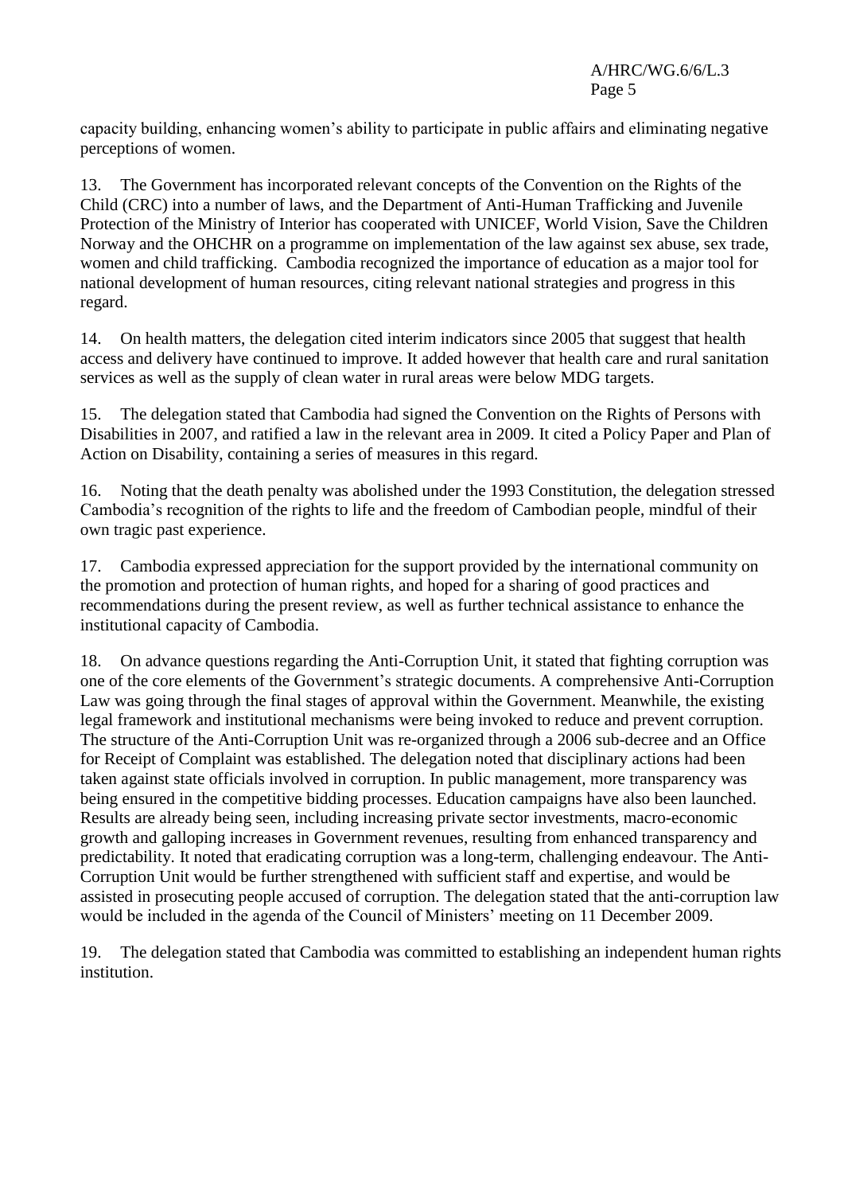capacity building, enhancing women's ability to participate in public affairs and eliminating negative perceptions of women.

13. The Government has incorporated relevant concepts of the Convention on the Rights of the Child (CRC) into a number of laws, and the Department of Anti-Human Trafficking and Juvenile Protection of the Ministry of Interior has cooperated with UNICEF, World Vision, Save the Children Norway and the OHCHR on a programme on implementation of the law against sex abuse, sex trade, women and child trafficking. Cambodia recognized the importance of education as a major tool for national development of human resources, citing relevant national strategies and progress in this regard.

14. On health matters, the delegation cited interim indicators since 2005 that suggest that health access and delivery have continued to improve. It added however that health care and rural sanitation services as well as the supply of clean water in rural areas were below MDG targets.

15. The delegation stated that Cambodia had signed the Convention on the Rights of Persons with Disabilities in 2007, and ratified a law in the relevant area in 2009. It cited a Policy Paper and Plan of Action on Disability, containing a series of measures in this regard.

16. Noting that the death penalty was abolished under the 1993 Constitution, the delegation stressed Cambodia's recognition of the rights to life and the freedom of Cambodian people, mindful of their own tragic past experience.

17. Cambodia expressed appreciation for the support provided by the international community on the promotion and protection of human rights, and hoped for a sharing of good practices and recommendations during the present review, as well as further technical assistance to enhance the institutional capacity of Cambodia.

18. On advance questions regarding the Anti-Corruption Unit, it stated that fighting corruption was one of the core elements of the Government's strategic documents. A comprehensive Anti-Corruption Law was going through the final stages of approval within the Government. Meanwhile, the existing legal framework and institutional mechanisms were being invoked to reduce and prevent corruption. The structure of the Anti-Corruption Unit was re-organized through a 2006 sub-decree and an Office for Receipt of Complaint was established. The delegation noted that disciplinary actions had been taken against state officials involved in corruption. In public management, more transparency was being ensured in the competitive bidding processes. Education campaigns have also been launched. Results are already being seen, including increasing private sector investments, macro-economic growth and galloping increases in Government revenues, resulting from enhanced transparency and predictability. It noted that eradicating corruption was a long-term, challenging endeavour. The Anti-Corruption Unit would be further strengthened with sufficient staff and expertise, and would be assisted in prosecuting people accused of corruption. The delegation stated that the anti-corruption law would be included in the agenda of the Council of Ministers' meeting on 11 December 2009.

19. The delegation stated that Cambodia was committed to establishing an independent human rights institution.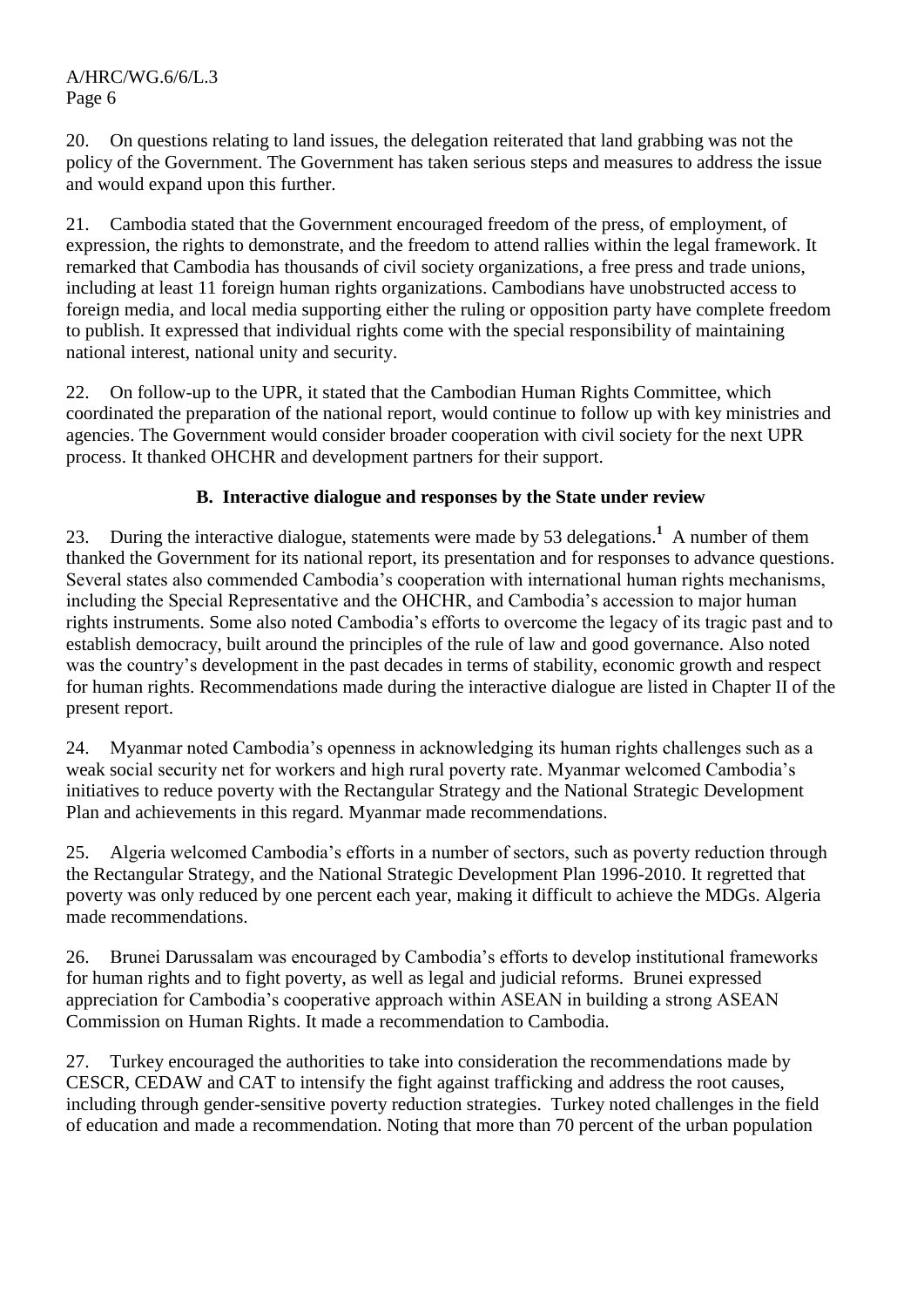20. On questions relating to land issues, the delegation reiterated that land grabbing was not the policy of the Government. The Government has taken serious steps and measures to address the issue and would expand upon this further.

21. Cambodia stated that the Government encouraged freedom of the press, of employment, of expression, the rights to demonstrate, and the freedom to attend rallies within the legal framework. It remarked that Cambodia has thousands of civil society organizations, a free press and trade unions, including at least 11 foreign human rights organizations. Cambodians have unobstructed access to foreign media, and local media supporting either the ruling or opposition party have complete freedom to publish. It expressed that individual rights come with the special responsibility of maintaining national interest, national unity and security.

22. On follow-up to the UPR, it stated that the Cambodian Human Rights Committee, which coordinated the preparation of the national report, would continue to follow up with key ministries and agencies. The Government would consider broader cooperation with civil society for the next UPR process. It thanked OHCHR and development partners for their support.

### B. Interactive dialogue and responses by the State under review

23. During the interactive dialogue, statements were made by 53 delegations.[1] A number of them thanked the Government for its national report, its presentation and for responses to advance questions. Several states also commended Cambodia's cooperation with international human rights mechanisms, including the Special Representative and the OHCHR, and Cambodia's accession to major human rights instruments. Some also noted Cambodia's efforts to overcome the legacy of its tragic past and to establish democracy, built around the principles of the rule of law and good governance. Also noted was the country's development in the past decades in terms of stability, economic growth and respect for human rights. Recommendations made during the interactive dialogue are listed in Chapter II of the present report.

24. Myanmar noted Cambodia's openness in acknowledging its human rights challenges such as a weak social security net for workers and high rural poverty rate. Myanmar welcomed Cambodia's initiatives to reduce poverty with the Rectangular Strategy and the National Strategic Development Plan and achievements in this regard. Myanmar made recommendations.

25. Algeria welcomed Cambodia's efforts in a number of sectors, such as poverty reduction through the Rectangular Strategy, and the National Strategic Development Plan 1996-2010. It regretted that poverty was only reduced by one percent each year, making it difficult to achieve the MDGs. Algeria made recommendations.

26. Brunei Darussalam was encouraged by Cambodia's efforts to develop institutional frameworks for human rights and to fight poverty, as well as legal and judicial reforms. Brunei expressed appreciation for Cambodia's cooperative approach within ASEAN in building a strong ASEAN Commission on Human Rights. It made a recommendation to Cambodia.

27. Turkey encouraged the authorities to take into consideration the recommendations made by CESCR, CEDAW and CAT to intensify the fight against trafficking and address the root causes, including through gender-sensitive poverty reduction strategies. Turkey noted challenges in the field of education and made a recommendation. Noting that more than 70 percent of the urban population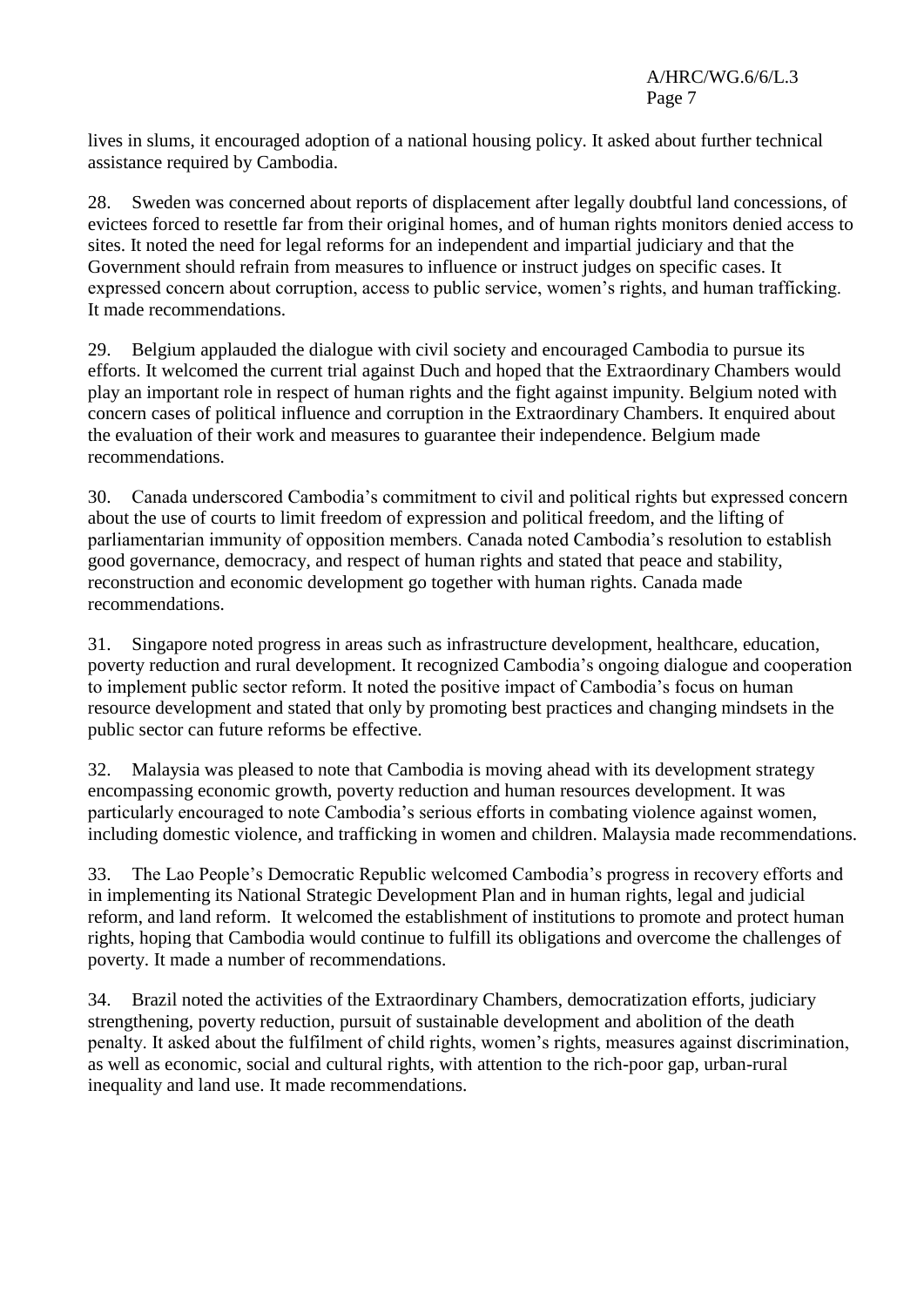lives in slums, it encouraged adoption of a national housing policy. It asked about further technical assistance required by Cambodia.

28. Sweden was concerned about reports of displacement after legally doubtful land concessions, of evictees forced to resettle far from their original homes, and of human rights monitors denied access to sites. It noted the need for legal reforms for an independent and impartial judiciary and that the Government should refrain from measures to influence or instruct judges on specific cases. It expressed concern about corruption, access to public service, women's rights, and human trafficking. It made recommendations.

29. Belgium applauded the dialogue with civil society and encouraged Cambodia to pursue its efforts. It welcomed the current trial against Duch and hoped that the Extraordinary Chambers would play an important role in respect of human rights and the fight against impunity. Belgium noted with concern cases of political influence and corruption in the Extraordinary Chambers. It enquired about the evaluation of their work and measures to guarantee their independence. Belgium made recommendations.

30. Canada underscored Cambodia's commitment to civil and political rights but expressed concern about the use of courts to limit freedom of expression and political freedom, and the lifting of parliamentarian immunity of opposition members. Canada noted Cambodia's resolution to establish good governance, democracy, and respect of human rights and stated that peace and stability, reconstruction and economic development go together with human rights. Canada made recommendations.

31. Singapore noted progress in areas such as infrastructure development, healthcare, education, poverty reduction and rural development. It recognized Cambodia's ongoing dialogue and cooperation to implement public sector reform. It noted the positive impact of Cambodia's focus on human resource development and stated that only by promoting best practices and changing mindsets in the public sector can future reforms be effective.

32. Malaysia was pleased to note that Cambodia is moving ahead with its development strategy encompassing economic growth, poverty reduction and human resources development. It was particularly encouraged to note Cambodia's serious efforts in combating violence against women, including domestic violence, and trafficking in women and children. Malaysia made recommendations.

33. The Lao People's Democratic Republic welcomed Cambodia's progress in recovery efforts and in implementing its National Strategic Development Plan and in human rights, legal and judicial reform, and land reform. It welcomed the establishment of institutions to promote and protect human rights, hoping that Cambodia would continue to fulfill its obligations and overcome the challenges of poverty. It made a number of recommendations.

34. Brazil noted the activities of the Extraordinary Chambers, democratization efforts, judiciary strengthening, poverty reduction, pursuit of sustainable development and abolition of the death penalty. It asked about the fulfilment of child rights, women's rights, measures against discrimination, as well as economic, social and cultural rights, with attention to the rich-poor gap, urban-rural inequality and land use. It made recommendations.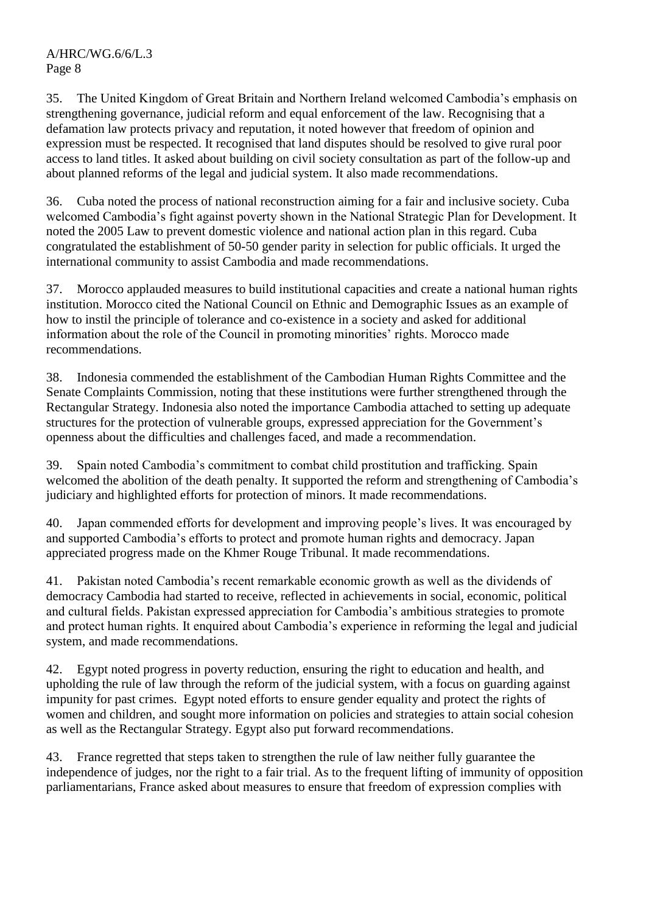35. The United Kingdom of Great Britain and Northern Ireland welcomed Cambodia's emphasis on strengthening governance, judicial reform and equal enforcement of the law. Recognising that a defamation law protects privacy and reputation, it noted however that freedom of opinion and expression must be respected. It recognised that land disputes should be resolved to give rural poor access to land titles. It asked about building on civil society consultation as part of the follow-up and about planned reforms of the legal and judicial system. It also made recommendations.

36. Cuba noted the process of national reconstruction aiming for a fair and inclusive society. Cuba welcomed Cambodia's fight against poverty shown in the National Strategic Plan for Development. It noted the 2005 Law to prevent domestic violence and national action plan in this regard. Cuba congratulated the establishment of 50-50 gender parity in selection for public officials. It urged the international community to assist Cambodia and made recommendations.

37. Morocco applauded measures to build institutional capacities and create a national human rights institution. Morocco cited the National Council on Ethnic and Demographic Issues as an example of how to instil the principle of tolerance and co-existence in a society and asked for additional information about the role of the Council in promoting minorities' rights. Morocco made recommendations.

38. Indonesia commended the establishment of the Cambodian Human Rights Committee and the Senate Complaints Commission, noting that these institutions were further strengthened through the Rectangular Strategy. Indonesia also noted the importance Cambodia attached to setting up adequate structures for the protection of vulnerable groups, expressed appreciation for the Government's openness about the difficulties and challenges faced, and made a recommendation.

39. Spain noted Cambodia's commitment to combat child prostitution and trafficking. Spain welcomed the abolition of the death penalty. It supported the reform and strengthening of Cambodia's judiciary and highlighted efforts for protection of minors. It made recommendations.

40. Japan commended efforts for development and improving people's lives. It was encouraged by and supported Cambodia's efforts to protect and promote human rights and democracy. Japan appreciated progress made on the Khmer Rouge Tribunal. It made recommendations.

41. Pakistan noted Cambodia's recent remarkable economic growth as well as the dividends of democracy Cambodia had started to receive, reflected in achievements in social, economic, political and cultural fields. Pakistan expressed appreciation for Cambodia's ambitious strategies to promote and protect human rights. It enquired about Cambodia's experience in reforming the legal and judicial system, and made recommendations.

42. Egypt noted progress in poverty reduction, ensuring the right to education and health, and upholding the rule of law through the reform of the judicial system, with a focus on guarding against impunity for past crimes. Egypt noted efforts to ensure gender equality and protect the rights of women and children, and sought more information on policies and strategies to attain social cohesion as well as the Rectangular Strategy. Egypt also put forward recommendations.

43. France regretted that steps taken to strengthen the rule of law neither fully guarantee the independence of judges, nor the right to a fair trial. As to the frequent lifting of immunity of opposition parliamentarians, France asked about measures to ensure that freedom of expression complies with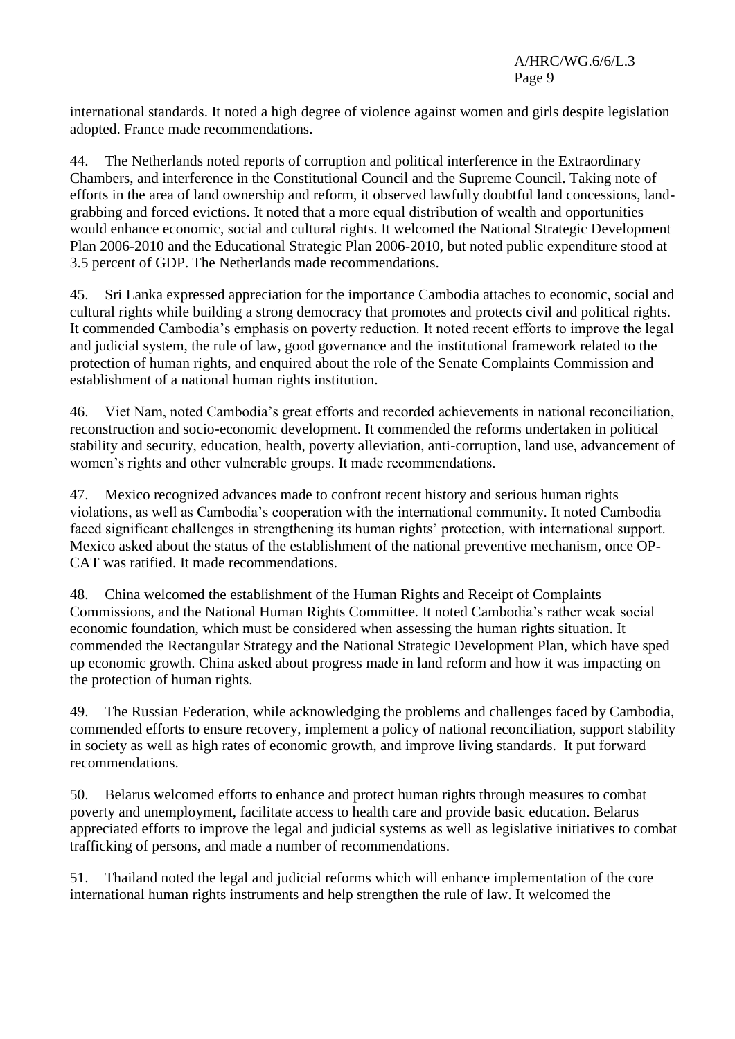international standards. It noted a high degree of violence against women and girls despite legislation adopted. France made recommendations.

44. The Netherlands noted reports of corruption and political interference in the Extraordinary Chambers, and interference in the Constitutional Council and the Supreme Council. Taking note of efforts in the area of land ownership and reform, it observed lawfully doubtful land concessions, land-grabbing and forced evictions. It noted that a more equal distribution of wealth and opportunities would enhance economic, social and cultural rights. It welcomed the National Strategic Development Plan 2006-2010 and the Educational Strategic Plan 2006-2010, but noted public expenditure stood at 3.5 percent of GDP. The Netherlands made recommendations.

45. Sri Lanka expressed appreciation for the importance Cambodia attaches to economic, social and cultural rights while building a strong democracy that promotes and protects civil and political rights. It commended Cambodia's emphasis on poverty reduction. It noted recent efforts to improve the legal and judicial system, the rule of law, good governance and the institutional framework related to the protection of human rights, and enquired about the role of the Senate Complaints Commission and establishment of a national human rights institution.

46. Viet Nam, noted Cambodia's great efforts and recorded achievements in national reconciliation, reconstruction and socio-economic development. It commended the reforms undertaken in political stability and security, education, health, poverty alleviation, anti-corruption, land use, advancement of women's rights and other vulnerable groups. It made recommendations.

47. Mexico recognized advances made to confront recent history and serious human rights violations, as well as Cambodia's cooperation with the international community. It noted Cambodia faced significant challenges in strengthening its human rights' protection, with international support. Mexico asked about the status of the establishment of the national preventive mechanism, once OP-CAT was ratified. It made recommendations.

48. China welcomed the establishment of the Human Rights and Receipt of Complaints Commissions, and the National Human Rights Committee. It noted Cambodia's rather weak social economic foundation, which must be considered when assessing the human rights situation. It commended the Rectangular Strategy and the National Strategic Development Plan, which have sped up economic growth. China asked about progress made in land reform and how it was impacting on the protection of human rights.

49. The Russian Federation, while acknowledging the problems and challenges faced by Cambodia, commended efforts to ensure recovery, implement a policy of national reconciliation, support stability in society as well as high rates of economic growth, and improve living standards. It put forward recommendations.

50. Belarus welcomed efforts to enhance and protect human rights through measures to combat poverty and unemployment, facilitate access to health care and provide basic education. Belarus appreciated efforts to improve the legal and judicial systems as well as legislative initiatives to combat trafficking of persons, and made a number of recommendations.

51. Thailand noted the legal and judicial reforms which will enhance implementation of the core international human rights instruments and help strengthen the rule of law. It welcomed the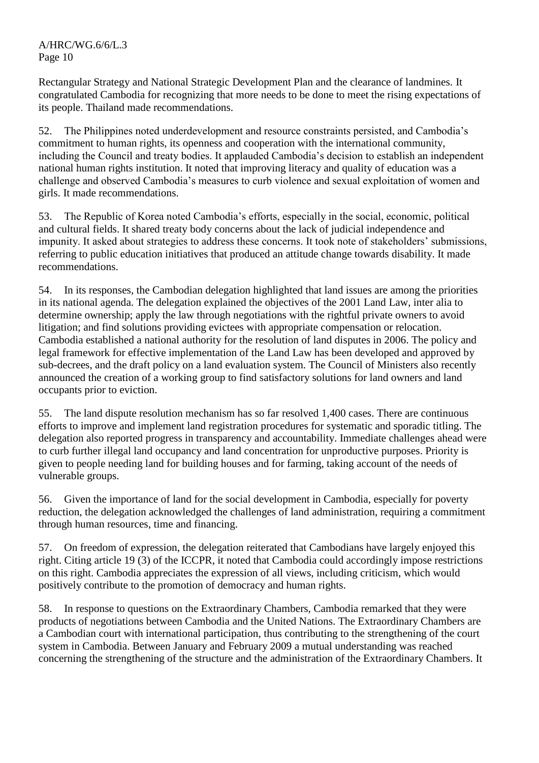Rectangular Strategy and National Strategic Development Plan and the clearance of landmines. It congratulated Cambodia for recognizing that more needs to be done to meet the rising expectations of its people. Thailand made recommendations.

52. The Philippines noted underdevelopment and resource constraints persisted, and Cambodia's commitment to human rights, its openness and cooperation with the international community, including the Council and treaty bodies. It applauded Cambodia's decision to establish an independent national human rights institution. It noted that improving literacy and quality of education was a challenge and observed Cambodia's measures to curb violence and sexual exploitation of women and girls. It made recommendations.

53. The Republic of Korea noted Cambodia's efforts, especially in the social, economic, political and cultural fields. It shared treaty body concerns about the lack of judicial independence and impunity. It asked about strategies to address these concerns. It took note of stakeholders' submissions, referring to public education initiatives that produced an attitude change towards disability. It made recommendations.

54. In its responses, the Cambodian delegation highlighted that land issues are among the priorities in its national agenda. The delegation explained the objectives of the 2001 Land Law, inter alia to determine ownership; apply the law through negotiations with the rightful private owners to avoid litigation; and find solutions providing evictees with appropriate compensation or relocation. Cambodia established a national authority for the resolution of land disputes in 2006. The policy and legal framework for effective implementation of the Land Law has been developed and approved by sub-decrees, and the draft policy on a land evaluation system. The Council of Ministers also recently announced the creation of a working group to find satisfactory solutions for land owners and land occupants prior to eviction.

55. The land dispute resolution mechanism has so far resolved 1,400 cases. There are continuous efforts to improve and implement land registration procedures for systematic and sporadic titling. The delegation also reported progress in transparency and accountability. Immediate challenges ahead were to curb further illegal land occupancy and land concentration for unproductive purposes. Priority is given to people needing land for building houses and for farming, taking account of the needs of vulnerable groups.

56. Given the importance of land for the social development in Cambodia, especially for poverty reduction, the delegation acknowledged the challenges of land administration, requiring a commitment through human resources, time and financing.

57. On freedom of expression, the delegation reiterated that Cambodians have largely enjoyed this right. Citing article 19 (3) of the ICCPR, it noted that Cambodia could accordingly impose restrictions on this right. Cambodia appreciates the expression of all views, including criticism, which would positively contribute to the promotion of democracy and human rights.

58. In response to questions on the Extraordinary Chambers, Cambodia remarked that they were products of negotiations between Cambodia and the United Nations. The Extraordinary Chambers are a Cambodian court with international participation, thus contributing to the strengthening of the court system in Cambodia. Between January and February 2009 a mutual understanding was reached concerning the strengthening of the structure and the administration of the Extraordinary Chambers. It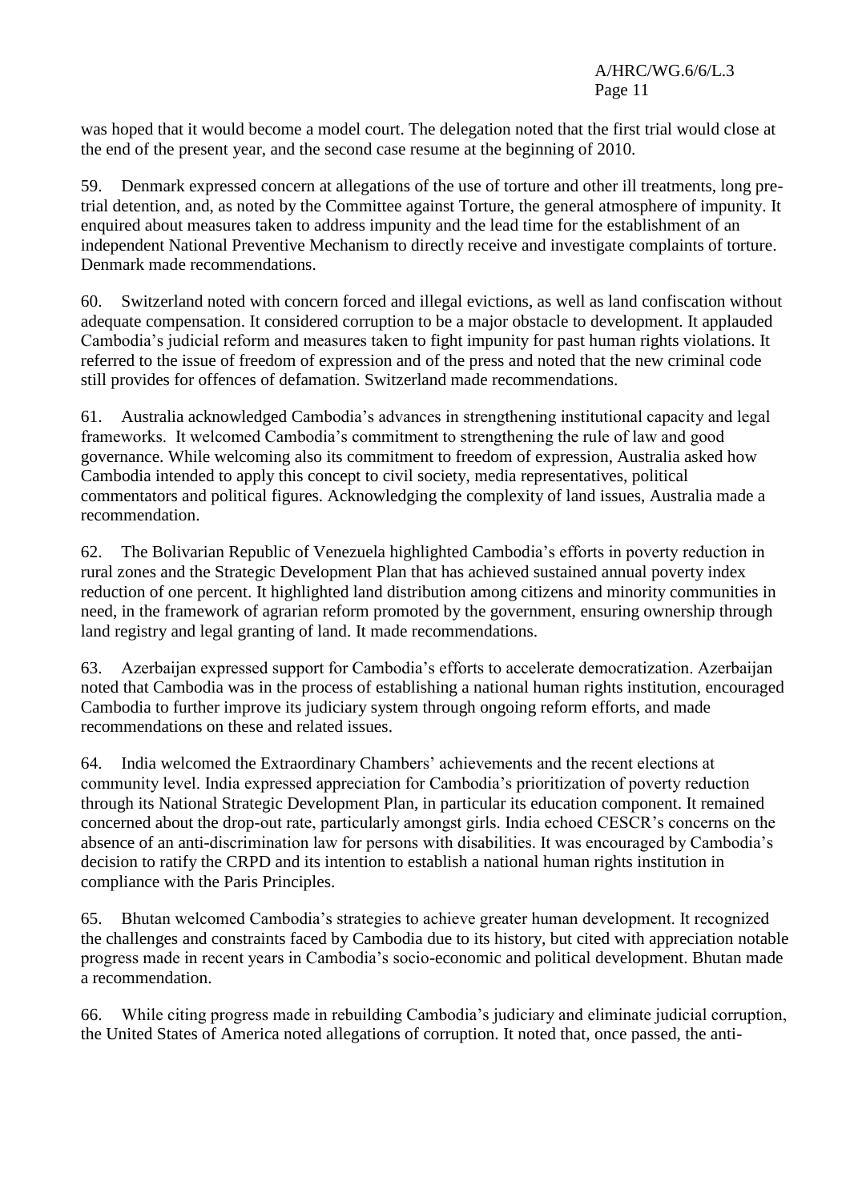was hoped that it would become a model court. The delegation noted that the first trial would close at the end of the present year, and the second case resume at the beginning of 2010.

59. Denmark expressed concern at allegations of the use of torture and other ill treatments, long pre-trial detention, and, as noted by the Committee against Torture, the general atmosphere of impunity. It enquired about measures taken to address impunity and the lead time for the establishment of an independent National Preventive Mechanism to directly receive and investigate complaints of torture. Denmark made recommendations.

60. Switzerland noted with concern forced and illegal evictions, as well as land confiscation without adequate compensation. It considered corruption to be a major obstacle to development. It applauded Cambodia's judicial reform and measures taken to fight impunity for past human rights violations. It referred to the issue of freedom of expression and of the press and noted that the new criminal code still provides for offences of defamation. Switzerland made recommendations.

61. Australia acknowledged Cambodia's advances in strengthening institutional capacity and legal frameworks. It welcomed Cambodia's commitment to strengthening the rule of law and good governance. While welcoming also its commitment to freedom of expression, Australia asked how Cambodia intended to apply this concept to civil society, media representatives, political commentators and political figures. Acknowledging the complexity of land issues, Australia made a recommendation.

62. The Bolivarian Republic of Venezuela highlighted Cambodia's efforts in poverty reduction in rural zones and the Strategic Development Plan that has achieved sustained annual poverty index reduction of one percent. It highlighted land distribution among citizens and minority communities in need, in the framework of agrarian reform promoted by the government, ensuring ownership through land registry and legal granting of land. It made recommendations.

63. Azerbaijan expressed support for Cambodia's efforts to accelerate democratization. Azerbaijan noted that Cambodia was in the process of establishing a national human rights institution, encouraged Cambodia to further improve its judiciary system through ongoing reform efforts, and made recommendations on these and related issues.

64. India welcomed the Extraordinary Chambers' achievements and the recent elections at community level. India expressed appreciation for Cambodia's prioritization of poverty reduction through its National Strategic Development Plan, in particular its education component. It remained concerned about the drop-out rate, particularly amongst girls. India echoed CESCR's concerns on the absence of an anti-discrimination law for persons with disabilities. It was encouraged by Cambodia's decision to ratify the CRPD and its intention to establish a national human rights institution in compliance with the Paris Principles.

65. Bhutan welcomed Cambodia's strategies to achieve greater human development. It recognized the challenges and constraints faced by Cambodia due to its history, but cited with appreciation notable progress made in recent years in Cambodia's socio-economic and political development. Bhutan made a recommendation.

66. While citing progress made in rebuilding Cambodia's judiciary and eliminate judicial corruption, the United States of America noted allegations of corruption. It noted that, once passed, the anti-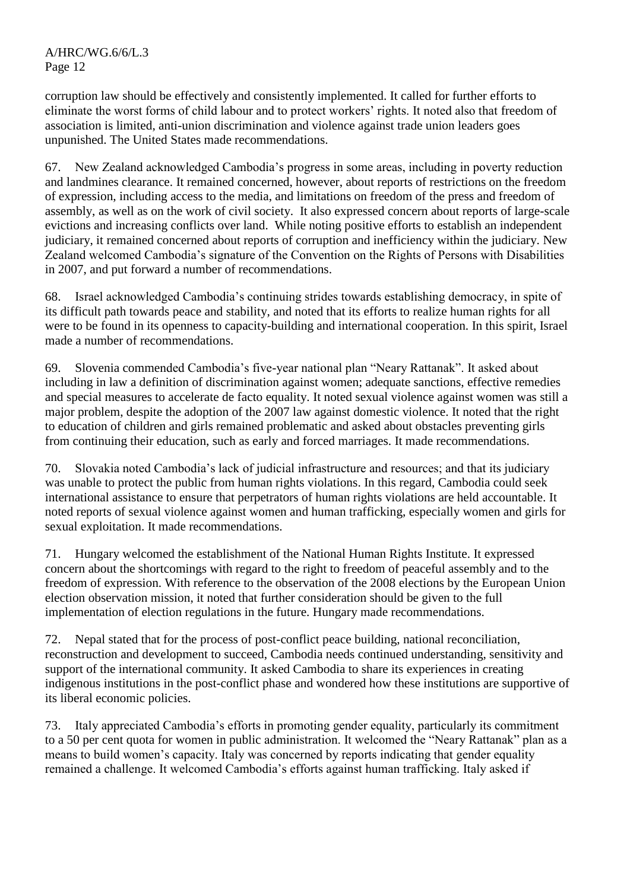corruption law should be effectively and consistently implemented. It called for further efforts to eliminate the worst forms of child labour and to protect workers' rights. It noted also that freedom of association is limited, anti-union discrimination and violence against trade union leaders goes unpunished. The United States made recommendations.

67. New Zealand acknowledged Cambodia's progress in some areas, including in poverty reduction and landmines clearance. It remained concerned, however, about reports of restrictions on the freedom of expression, including access to the media, and limitations on freedom of the press and freedom of assembly, as well as on the work of civil society. It also expressed concern about reports of large-scale evictions and increasing conflicts over land. While noting positive efforts to establish an independent judiciary, it remained concerned about reports of corruption and inefficiency within the judiciary. New Zealand welcomed Cambodia's signature of the Convention on the Rights of Persons with Disabilities in 2007, and put forward a number of recommendations.

68. Israel acknowledged Cambodia's continuing strides towards establishing democracy, in spite of its difficult path towards peace and stability, and noted that its efforts to realize human rights for all were to be found in its openness to capacity-building and international cooperation. In this spirit, Israel made a number of recommendations.

69. Slovenia commended Cambodia's five-year national plan "Neary Rattanak". It asked about including in law a definition of discrimination against women; adequate sanctions, effective remedies and special measures to accelerate de facto equality. It noted sexual violence against women was still a major problem, despite the adoption of the 2007 law against domestic violence. It noted that the right to education of children and girls remained problematic and asked about obstacles preventing girls from continuing their education, such as early and forced marriages. It made recommendations.

70. Slovakia noted Cambodia's lack of judicial infrastructure and resources; and that its judiciary was unable to protect the public from human rights violations. In this regard, Cambodia could seek international assistance to ensure that perpetrators of human rights violations are held accountable. It noted reports of sexual violence against women and human trafficking, especially women and girls for sexual exploitation. It made recommendations.

71. Hungary welcomed the establishment of the National Human Rights Institute. It expressed concern about the shortcomings with regard to the right to freedom of peaceful assembly and to the freedom of expression. With reference to the observation of the 2008 elections by the European Union election observation mission, it noted that further consideration should be given to the full implementation of election regulations in the future. Hungary made recommendations.

72. Nepal stated that for the process of post-conflict peace building, national reconciliation, reconstruction and development to succeed, Cambodia needs continued understanding, sensitivity and support of the international community. It asked Cambodia to share its experiences in creating indigenous institutions in the post-conflict phase and wondered how these institutions are supportive of its liberal economic policies.

73. Italy appreciated Cambodia's efforts in promoting gender equality, particularly its commitment to a 50 per cent quota for women in public administration. It welcomed the "Neary Rattanak" plan as a means to build women's capacity. Italy was concerned by reports indicating that gender equality remained a challenge. It welcomed Cambodia's efforts against human trafficking. Italy asked if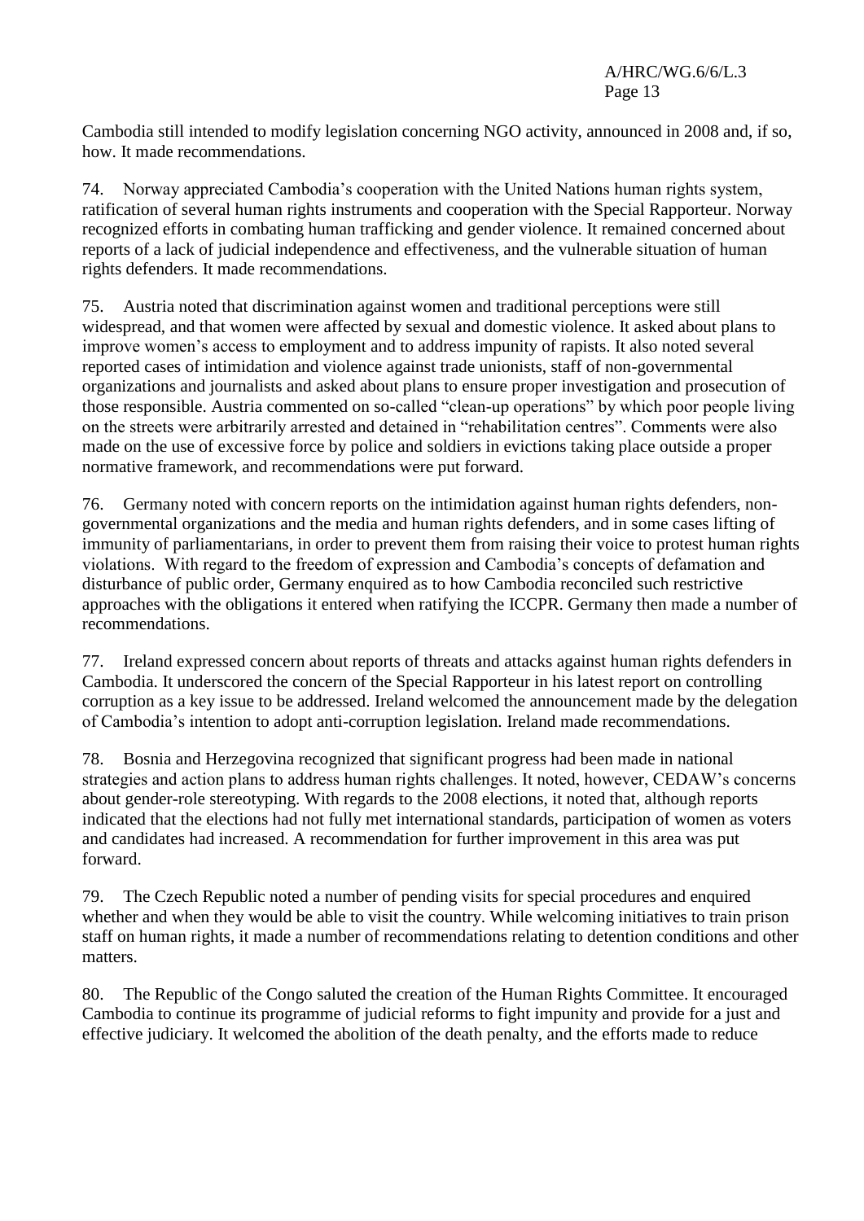Cambodia still intended to modify legislation concerning NGO activity, announced in 2008 and, if so, how. It made recommendations.

74. Norway appreciated Cambodia's cooperation with the United Nations human rights system, ratification of several human rights instruments and cooperation with the Special Rapporteur. Norway recognized efforts in combating human trafficking and gender violence. It remained concerned about reports of a lack of judicial independence and effectiveness, and the vulnerable situation of human rights defenders. It made recommendations.

75. Austria noted that discrimination against women and traditional perceptions were still widespread, and that women were affected by sexual and domestic violence. It asked about plans to improve women's access to employment and to address impunity of rapists. It also noted several reported cases of intimidation and violence against trade unionists, staff of non-governmental organizations and journalists and asked about plans to ensure proper investigation and prosecution of those responsible. Austria commented on so-called "clean-up operations" by which poor people living on the streets were arbitrarily arrested and detained in "rehabilitation centres". Comments were also made on the use of excessive force by police and soldiers in evictions taking place outside a proper normative framework, and recommendations were put forward.

76. Germany noted with concern reports on the intimidation against human rights defenders, non-governmental organizations and the media and human rights defenders, and in some cases lifting of immunity of parliamentarians, in order to prevent them from raising their voice to protest human rights violations. With regard to the freedom of expression and Cambodia's concepts of defamation and disturbance of public order, Germany enquired as to how Cambodia reconciled such restrictive approaches with the obligations it entered when ratifying the ICCPR. Germany then made a number of recommendations.

77. Ireland expressed concern about reports of threats and attacks against human rights defenders in Cambodia. It underscored the concern of the Special Rapporteur in his latest report on controlling corruption as a key issue to be addressed. Ireland welcomed the announcement made by the delegation of Cambodia's intention to adopt anti-corruption legislation. Ireland made recommendations.

78. Bosnia and Herzegovina recognized that significant progress had been made in national strategies and action plans to address human rights challenges. It noted, however, CEDAW's concerns about gender-role stereotyping. With regards to the 2008 elections, it noted that, although reports indicated that the elections had not fully met international standards, participation of women as voters and candidates had increased. A recommendation for further improvement in this area was put forward.

79. The Czech Republic noted a number of pending visits for special procedures and enquired whether and when they would be able to visit the country. While welcoming initiatives to train prison staff on human rights, it made a number of recommendations relating to detention conditions and other matters.

80. The Republic of the Congo saluted the creation of the Human Rights Committee. It encouraged Cambodia to continue its programme of judicial reforms to fight impunity and provide for a just and effective judiciary. It welcomed the abolition of the death penalty, and the efforts made to reduce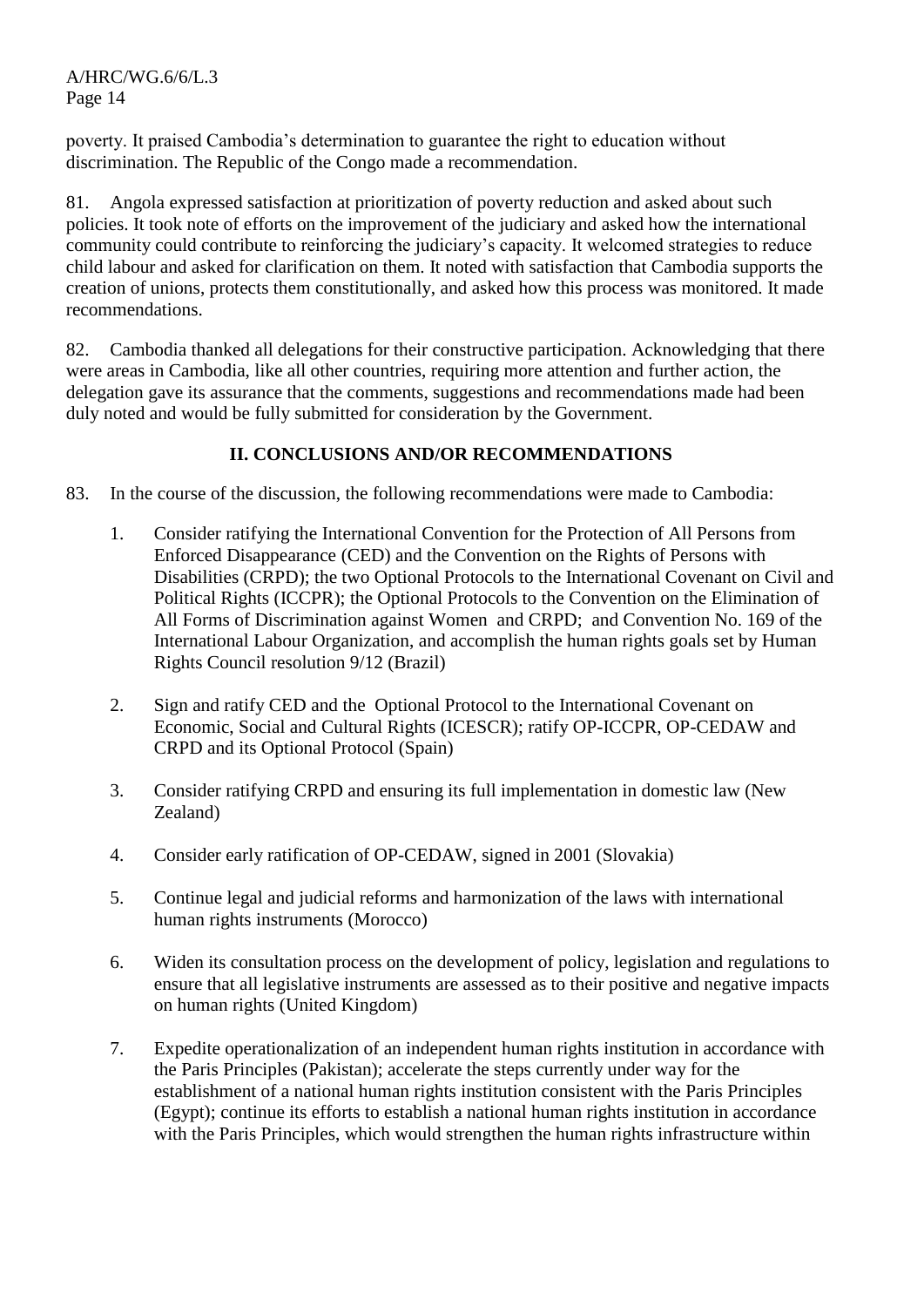poverty. It praised Cambodia's determination to guarantee the right to education without discrimination. The Republic of the Congo made a recommendation.

81. Angola expressed satisfaction at prioritization of poverty reduction and asked about such policies. It took note of efforts on the improvement of the judiciary and asked how the international community could contribute to reinforcing the judiciary's capacity. It welcomed strategies to reduce child labour and asked for clarification on them. It noted with satisfaction that Cambodia supports the creation of unions, protects them constitutionally, and asked how this process was monitored. It made recommendations.

82. Cambodia thanked all delegations for their constructive participation. Acknowledging that there were areas in Cambodia, like all other countries, requiring more attention and further action, the delegation gave its assurance that the comments, suggestions and recommendations made had been duly noted and would be fully submitted for consideration by the Government.

## II. CONCLUSIONS AND/OR RECOMMENDATIONS

83. In the course of the discussion, the following recommendations were made to Cambodia:

1. Consider ratifying the International Convention for the Protection of All Persons from Enforced Disappearance (CED) and the Convention on the Rights of Persons with Disabilities (CRPD); the two Optional Protocols to the International Covenant on Civil and Political Rights (ICCPR); the Optional Protocols to the Convention on the Elimination of All Forms of Discrimination against Women and CRPD; and Convention No. 169 of the International Labour Organization, and accomplish the human rights goals set by Human Rights Council resolution 9/12 (Brazil)

2. Sign and ratify CED and the Optional Protocol to the International Covenant on Economic, Social and Cultural Rights (ICESCR); ratify OP-ICCPR, OP-CEDAW and CRPD and its Optional Protocol (Spain)

3. Consider ratifying CRPD and ensuring its full implementation in domestic law (New Zealand)

4. Consider early ratification of OP-CEDAW, signed in 2001 (Slovakia)

5. Continue legal and judicial reforms and harmonization of the laws with international human rights instruments (Morocco)

6. Widen its consultation process on the development of policy, legislation and regulations to ensure that all legislative instruments are assessed as to their positive and negative impacts on human rights (United Kingdom)

7. Expedite operationalization of an independent human rights institution in accordance with the Paris Principles (Pakistan); accelerate the steps currently under way for the establishment of a national human rights institution consistent with the Paris Principles (Egypt); continue its efforts to establish a national human rights institution in accordance with the Paris Principles, which would strengthen the human rights infrastructure within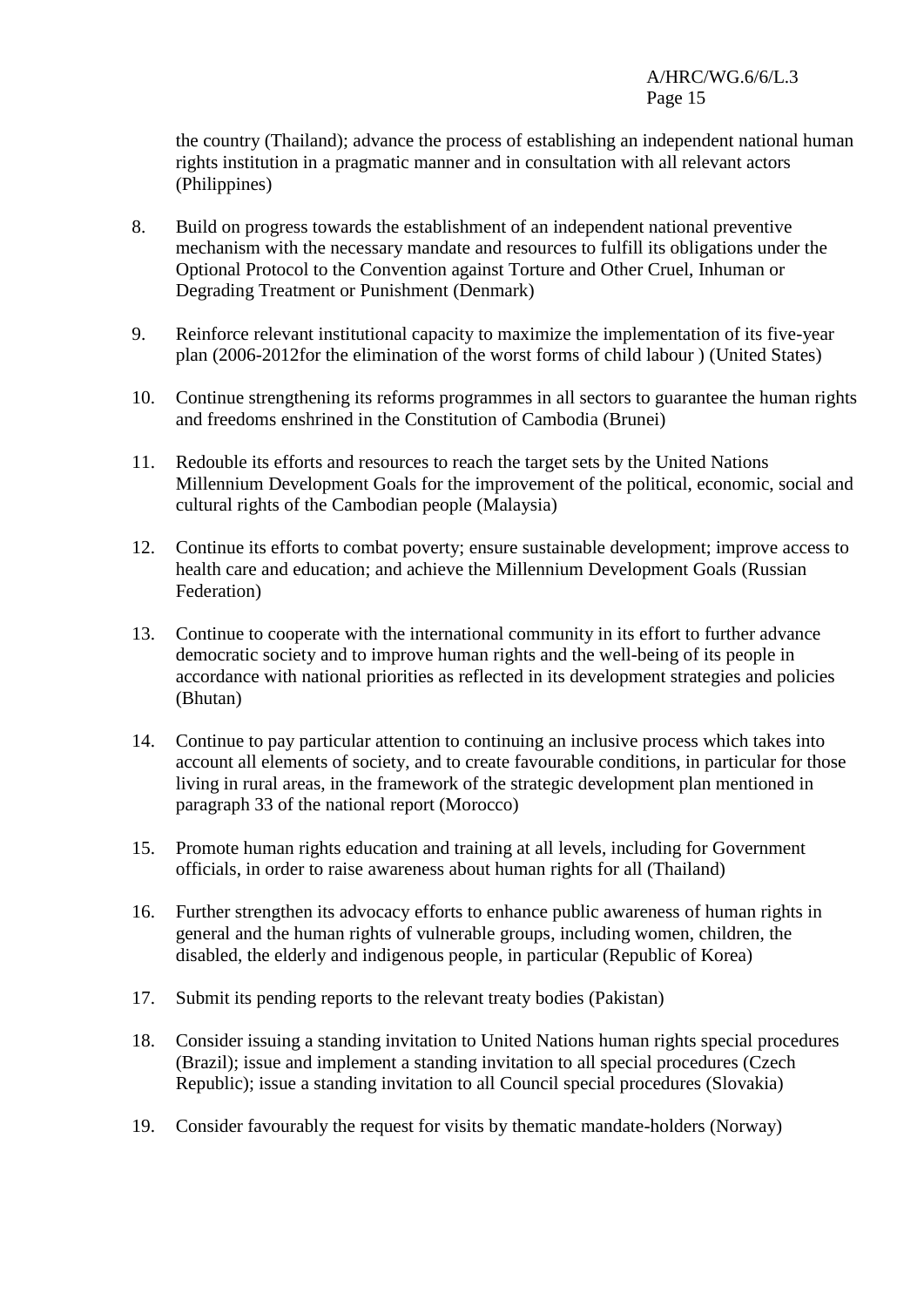the country (Thailand); advance the process of establishing an independent national human rights institution in a pragmatic manner and in consultation with all relevant actors (Philippines)

8. Build on progress towards the establishment of an independent national preventive mechanism with the necessary mandate and resources to fulfill its obligations under the Optional Protocol to the Convention against Torture and Other Cruel, Inhuman or Degrading Treatment or Punishment (Denmark)

9. Reinforce relevant institutional capacity to maximize the implementation of its five-year plan (2006-2012for the elimination of the worst forms of child labour ) (United States)

10. Continue strengthening its reforms programmes in all sectors to guarantee the human rights and freedoms enshrined in the Constitution of Cambodia (Brunei)

11. Redouble its efforts and resources to reach the target sets by the United Nations Millennium Development Goals for the improvement of the political, economic, social and cultural rights of the Cambodian people (Malaysia)

12. Continue its efforts to combat poverty; ensure sustainable development; improve access to health care and education; and achieve the Millennium Development Goals (Russian Federation)

13. Continue to cooperate with the international community in its effort to further advance democratic society and to improve human rights and the well-being of its people in accordance with national priorities as reflected in its development strategies and policies (Bhutan)

14. Continue to pay particular attention to continuing an inclusive process which takes into account all elements of society, and to create favourable conditions, in particular for those living in rural areas, in the framework of the strategic development plan mentioned in paragraph 33 of the national report (Morocco)

15. Promote human rights education and training at all levels, including for Government officials, in order to raise awareness about human rights for all (Thailand)

16. Further strengthen its advocacy efforts to enhance public awareness of human rights in general and the human rights of vulnerable groups, including women, children, the disabled, the elderly and indigenous people, in particular (Republic of Korea)

17. Submit its pending reports to the relevant treaty bodies (Pakistan)

18. Consider issuing a standing invitation to United Nations human rights special procedures (Brazil); issue and implement a standing invitation to all special procedures (Czech Republic); issue a standing invitation to all Council special procedures (Slovakia)

19. Consider favourably the request for visits by thematic mandate-holders (Norway)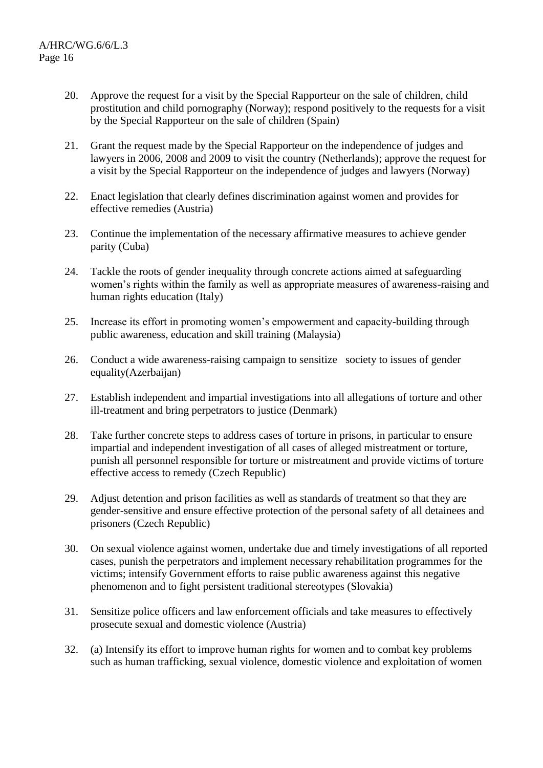20. Approve the request for a visit by the Special Rapporteur on the sale of children, child prostitution and child pornography (Norway); respond positively to the requests for a visit by the Special Rapporteur on the sale of children (Spain)

21. Grant the request made by the Special Rapporteur on the independence of judges and lawyers in 2006, 2008 and 2009 to visit the country (Netherlands); approve the request for a visit by the Special Rapporteur on the independence of judges and lawyers (Norway)

22. Enact legislation that clearly defines discrimination against women and provides for effective remedies (Austria)

23. Continue the implementation of the necessary affirmative measures to achieve gender parity (Cuba)

24. Tackle the roots of gender inequality through concrete actions aimed at safeguarding women's rights within the family as well as appropriate measures of awareness-raising and human rights education (Italy)

25. Increase its effort in promoting women's empowerment and capacity-building through public awareness, education and skill training (Malaysia)

26. Conduct a wide awareness-raising campaign to sensitize society to issues of gender equality(Azerbaijan)

27. Establish independent and impartial investigations into all allegations of torture and other ill-treatment and bring perpetrators to justice (Denmark)

28. Take further concrete steps to address cases of torture in prisons, in particular to ensure impartial and independent investigation of all cases of alleged mistreatment or torture, punish all personnel responsible for torture or mistreatment and provide victims of torture effective access to remedy (Czech Republic)

29. Adjust detention and prison facilities as well as standards of treatment so that they are gender-sensitive and ensure effective protection of the personal safety of all detainees and prisoners (Czech Republic)

30. On sexual violence against women, undertake due and timely investigations of all reported cases, punish the perpetrators and implement necessary rehabilitation programmes for the victims; intensify Government efforts to raise public awareness against this negative phenomenon and to fight persistent traditional stereotypes (Slovakia)

31. Sensitize police officers and law enforcement officials and take measures to effectively prosecute sexual and domestic violence (Austria)

32. (a) Intensify its effort to improve human rights for women and to combat key problems such as human trafficking, sexual violence, domestic violence and exploitation of women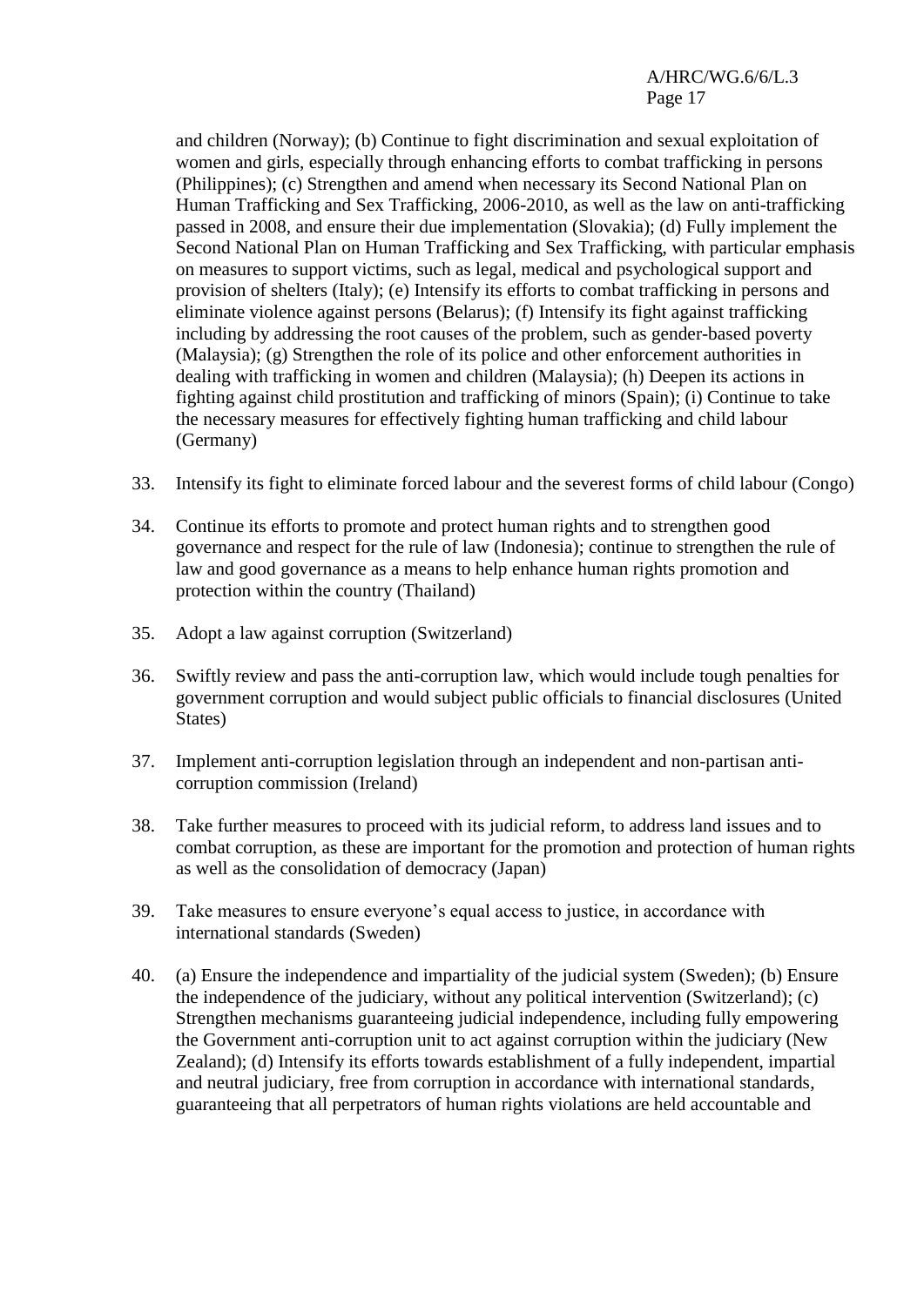and children (Norway); (b) Continue to fight discrimination and sexual exploitation of women and girls, especially through enhancing efforts to combat trafficking in persons (Philippines); (c) Strengthen and amend when necessary its Second National Plan on Human Trafficking and Sex Trafficking, 2006-2010, as well as the law on anti-trafficking passed in 2008, and ensure their due implementation (Slovakia); (d) Fully implement the Second National Plan on Human Trafficking and Sex Trafficking, with particular emphasis on measures to support victims, such as legal, medical and psychological support and provision of shelters (Italy); (e) Intensify its efforts to combat trafficking in persons and eliminate violence against persons (Belarus); (f) Intensify its fight against trafficking including by addressing the root causes of the problem, such as gender-based poverty (Malaysia); (g) Strengthen the role of its police and other enforcement authorities in dealing with trafficking in women and children (Malaysia); (h) Deepen its actions in fighting against child prostitution and trafficking of minors (Spain); (i) Continue to take the necessary measures for effectively fighting human trafficking and child labour (Germany)

33. Intensify its fight to eliminate forced labour and the severest forms of child labour (Congo)

34. Continue its efforts to promote and protect human rights and to strengthen good governance and respect for the rule of law (Indonesia); continue to strengthen the rule of law and good governance as a means to help enhance human rights promotion and protection within the country (Thailand)

35. Adopt a law against corruption (Switzerland)

36. Swiftly review and pass the anti-corruption law, which would include tough penalties for government corruption and would subject public officials to financial disclosures (United States)

37. Implement anti-corruption legislation through an independent and non-partisan anti-corruption commission (Ireland)

38. Take further measures to proceed with its judicial reform, to address land issues and to combat corruption, as these are important for the promotion and protection of human rights as well as the consolidation of democracy (Japan)

39. Take measures to ensure everyone's equal access to justice, in accordance with international standards (Sweden)

40. (a) Ensure the independence and impartiality of the judicial system (Sweden); (b) Ensure the independence of the judiciary, without any political intervention (Switzerland); (c) Strengthen mechanisms guaranteeing judicial independence, including fully empowering the Government anti-corruption unit to act against corruption within the judiciary (New Zealand); (d) Intensify its efforts towards establishment of a fully independent, impartial and neutral judiciary, free from corruption in accordance with international standards, guaranteeing that all perpetrators of human rights violations are held accountable and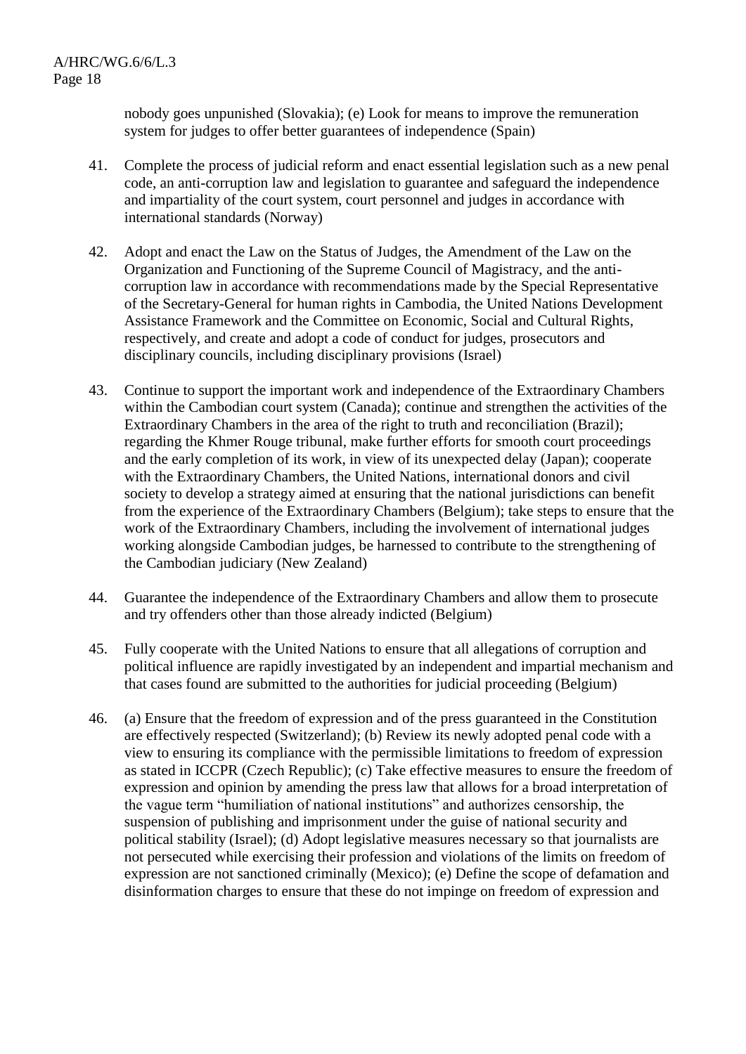nobody goes unpunished (Slovakia); (e) Look for means to improve the remuneration system for judges to offer better guarantees of independence (Spain)

41. Complete the process of judicial reform and enact essential legislation such as a new penal code, an anti-corruption law and legislation to guarantee and safeguard the independence and impartiality of the court system, court personnel and judges in accordance with international standards (Norway)

42. Adopt and enact the Law on the Status of Judges, the Amendment of the Law on the Organization and Functioning of the Supreme Council of Magistracy, and the anti-corruption law in accordance with recommendations made by the Special Representative of the Secretary-General for human rights in Cambodia, the United Nations Development Assistance Framework and the Committee on Economic, Social and Cultural Rights, respectively, and create and adopt a code of conduct for judges, prosecutors and disciplinary councils, including disciplinary provisions (Israel)

43. Continue to support the important work and independence of the Extraordinary Chambers within the Cambodian court system (Canada); continue and strengthen the activities of the Extraordinary Chambers in the area of the right to truth and reconciliation (Brazil); regarding the Khmer Rouge tribunal, make further efforts for smooth court proceedings and the early completion of its work, in view of its unexpected delay (Japan); cooperate with the Extraordinary Chambers, the United Nations, international donors and civil society to develop a strategy aimed at ensuring that the national jurisdictions can benefit from the experience of the Extraordinary Chambers (Belgium); take steps to ensure that the work of the Extraordinary Chambers, including the involvement of international judges working alongside Cambodian judges, be harnessed to contribute to the strengthening of the Cambodian judiciary (New Zealand)

44. Guarantee the independence of the Extraordinary Chambers and allow them to prosecute and try offenders other than those already indicted (Belgium)

45. Fully cooperate with the United Nations to ensure that all allegations of corruption and political influence are rapidly investigated by an independent and impartial mechanism and that cases found are submitted to the authorities for judicial proceeding (Belgium)

46. (a) Ensure that the freedom of expression and of the press guaranteed in the Constitution are effectively respected (Switzerland); (b) Review its newly adopted penal code with a view to ensuring its compliance with the permissible limitations to freedom of expression as stated in ICCPR (Czech Republic); (c) Take effective measures to ensure the freedom of expression and opinion by amending the press law that allows for a broad interpretation of the vague term "humiliation of national institutions" and authorizes censorship, the suspension of publishing and imprisonment under the guise of national security and political stability (Israel); (d) Adopt legislative measures necessary so that journalists are not persecuted while exercising their profession and violations of the limits on freedom of expression are not sanctioned criminally (Mexico); (e) Define the scope of defamation and disinformation charges to ensure that these do not impinge on freedom of expression and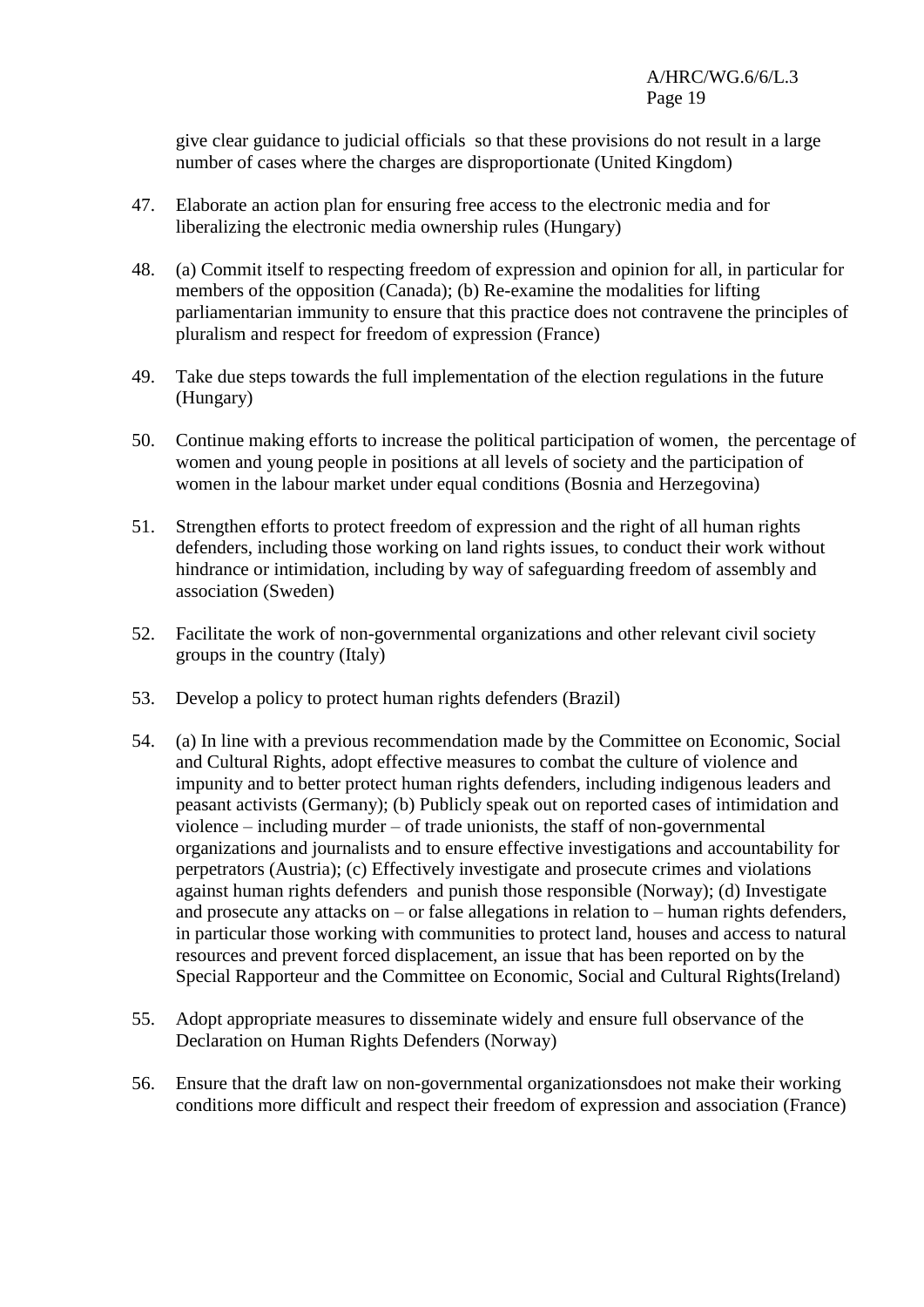give clear guidance to judicial officials so that these provisions do not result in a large number of cases where the charges are disproportionate (United Kingdom)

47. Elaborate an action plan for ensuring free access to the electronic media and for liberalizing the electronic media ownership rules (Hungary)

48. (a) Commit itself to respecting freedom of expression and opinion for all, in particular for members of the opposition (Canada); (b) Re-examine the modalities for lifting parliamentarian immunity to ensure that this practice does not contravene the principles of pluralism and respect for freedom of expression (France)

49. Take due steps towards the full implementation of the election regulations in the future (Hungary)

50. Continue making efforts to increase the political participation of women, the percentage of women and young people in positions at all levels of society and the participation of women in the labour market under equal conditions (Bosnia and Herzegovina)

51. Strengthen efforts to protect freedom of expression and the right of all human rights defenders, including those working on land rights issues, to conduct their work without hindrance or intimidation, including by way of safeguarding freedom of assembly and association (Sweden)

52. Facilitate the work of non-governmental organizations and other relevant civil society groups in the country (Italy)

53. Develop a policy to protect human rights defenders (Brazil)

54. (a) In line with a previous recommendation made by the Committee on Economic, Social and Cultural Rights, adopt effective measures to combat the culture of violence and impunity and to better protect human rights defenders, including indigenous leaders and peasant activists (Germany); (b) Publicly speak out on reported cases of intimidation and violence – including murder – of trade unionists, the staff of non-governmental organizations and journalists and to ensure effective investigations and accountability for perpetrators (Austria); (c) Effectively investigate and prosecute crimes and violations against human rights defenders and punish those responsible (Norway); (d) Investigate and prosecute any attacks on – or false allegations in relation to – human rights defenders, in particular those working with communities to protect land, houses and access to natural resources and prevent forced displacement, an issue that has been reported on by the Special Rapporteur and the Committee on Economic, Social and Cultural Rights(Ireland)

55. Adopt appropriate measures to disseminate widely and ensure full observance of the Declaration on Human Rights Defenders (Norway)

56. Ensure that the draft law on non-governmental organizationsdoes not make their working conditions more difficult and respect their freedom of expression and association (France)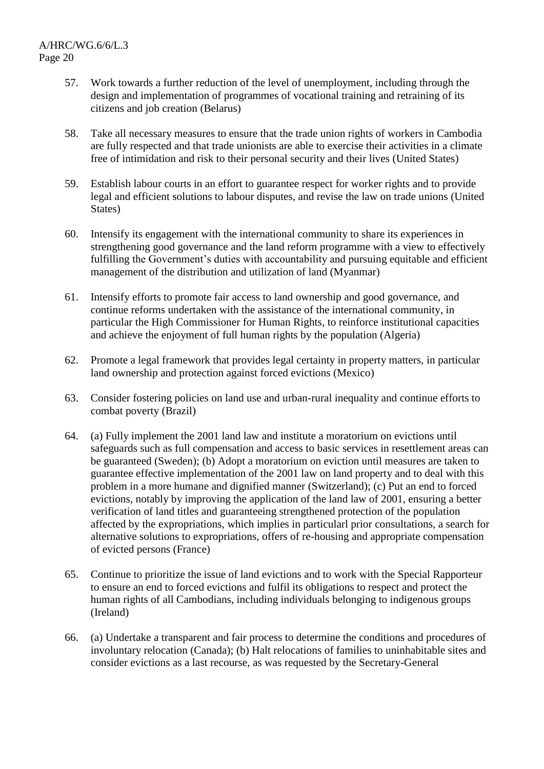57. Work towards a further reduction of the level of unemployment, including through the design and implementation of programmes of vocational training and retraining of its citizens and job creation (Belarus)

58. Take all necessary measures to ensure that the trade union rights of workers in Cambodia are fully respected and that trade unionists are able to exercise their activities in a climate free of intimidation and risk to their personal security and their lives (United States)

59. Establish labour courts in an effort to guarantee respect for worker rights and to provide legal and efficient solutions to labour disputes, and revise the law on trade unions (United States)

60. Intensify its engagement with the international community to share its experiences in strengthening good governance and the land reform programme with a view to effectively fulfilling the Government's duties with accountability and pursuing equitable and efficient management of the distribution and utilization of land (Myanmar)

61. Intensify efforts to promote fair access to land ownership and good governance, and continue reforms undertaken with the assistance of the international community, in particular the High Commissioner for Human Rights, to reinforce institutional capacities and achieve the enjoyment of full human rights by the population (Algeria)

62. Promote a legal framework that provides legal certainty in property matters, in particular land ownership and protection against forced evictions (Mexico)

63. Consider fostering policies on land use and urban-rural inequality and continue efforts to combat poverty (Brazil)

64. (a) Fully implement the 2001 land law and institute a moratorium on evictions until safeguards such as full compensation and access to basic services in resettlement areas can be guaranteed (Sweden); (b) Adopt a moratorium on eviction until measures are taken to guarantee effective implementation of the 2001 law on land property and to deal with this problem in a more humane and dignified manner (Switzerland); (c) Put an end to forced evictions, notably by improving the application of the land law of 2001, ensuring a better verification of land titles and guaranteeing strengthened protection of the population affected by the expropriations, which implies in particularl prior consultations, a search for alternative solutions to expropriations, offers of re-housing and appropriate compensation of evicted persons (France)

65. Continue to prioritize the issue of land evictions and to work with the Special Rapporteur to ensure an end to forced evictions and fulfil its obligations to respect and protect the human rights of all Cambodians, including individuals belonging to indigenous groups (Ireland)

66. (a) Undertake a transparent and fair process to determine the conditions and procedures of involuntary relocation (Canada); (b) Halt relocations of families to uninhabitable sites and consider evictions as a last recourse, as was requested by the Secretary-General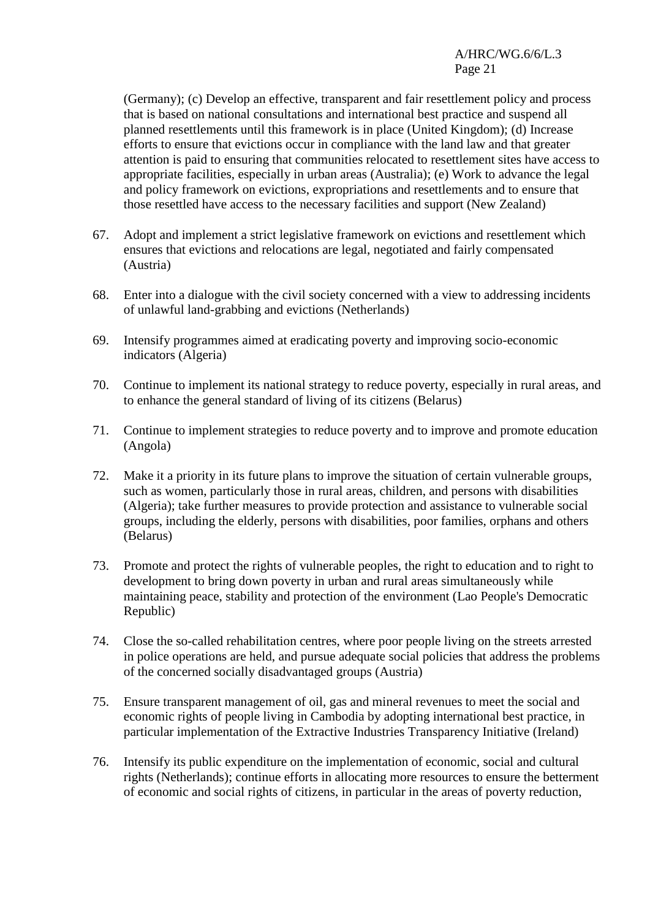(Germany); (c) Develop an effective, transparent and fair resettlement policy and process that is based on national consultations and international best practice and suspend all planned resettlements until this framework is in place (United Kingdom); (d) Increase efforts to ensure that evictions occur in compliance with the land law and that greater attention is paid to ensuring that communities relocated to resettlement sites have access to appropriate facilities, especially in urban areas (Australia); (e) Work to advance the legal and policy framework on evictions, expropriations and resettlements and to ensure that those resettled have access to the necessary facilities and support (New Zealand)

67. Adopt and implement a strict legislative framework on evictions and resettlement which ensures that evictions and relocations are legal, negotiated and fairly compensated (Austria)

68. Enter into a dialogue with the civil society concerned with a view to addressing incidents of unlawful land-grabbing and evictions (Netherlands)

69. Intensify programmes aimed at eradicating poverty and improving socio-economic indicators (Algeria)

70. Continue to implement its national strategy to reduce poverty, especially in rural areas, and to enhance the general standard of living of its citizens (Belarus)

71. Continue to implement strategies to reduce poverty and to improve and promote education (Angola)

72. Make it a priority in its future plans to improve the situation of certain vulnerable groups, such as women, particularly those in rural areas, children, and persons with disabilities (Algeria); take further measures to provide protection and assistance to vulnerable social groups, including the elderly, persons with disabilities, poor families, orphans and others (Belarus)

73. Promote and protect the rights of vulnerable peoples, the right to education and to right to development to bring down poverty in urban and rural areas simultaneously while maintaining peace, stability and protection of the environment (Lao People's Democratic Republic)

74. Close the so-called rehabilitation centres, where poor people living on the streets arrested in police operations are held, and pursue adequate social policies that address the problems of the concerned socially disadvantaged groups (Austria)

75. Ensure transparent management of oil, gas and mineral revenues to meet the social and economic rights of people living in Cambodia by adopting international best practice, in particular implementation of the Extractive Industries Transparency Initiative (Ireland)

76. Intensify its public expenditure on the implementation of economic, social and cultural rights (Netherlands); continue efforts in allocating more resources to ensure the betterment of economic and social rights of citizens, in particular in the areas of poverty reduction,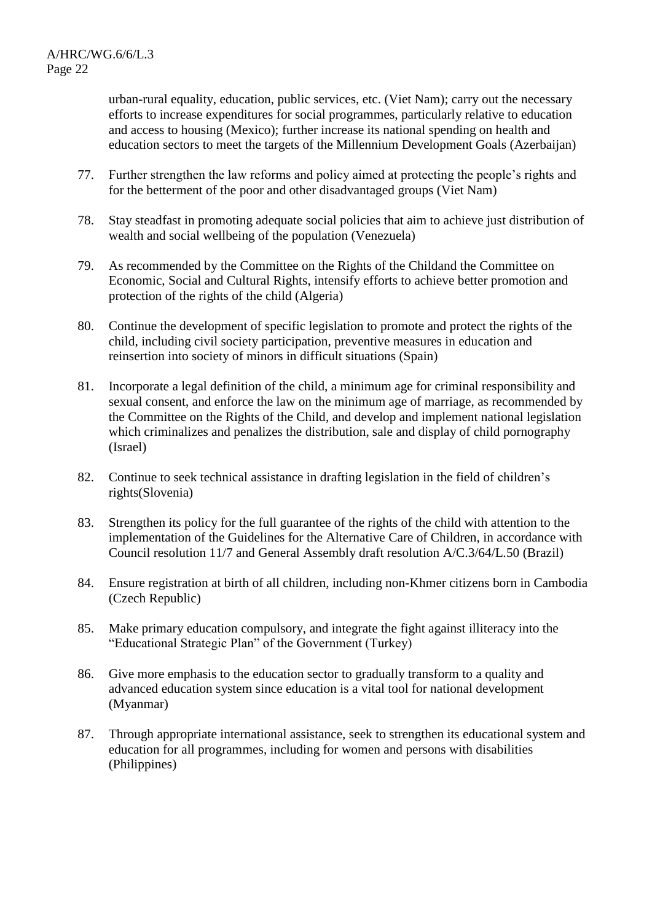urban-rural equality, education, public services, etc. (Viet Nam); carry out the necessary efforts to increase expenditures for social programmes, particularly relative to education and access to housing (Mexico); further increase its national spending on health and education sectors to meet the targets of the Millennium Development Goals (Azerbaijan)

77. Further strengthen the law reforms and policy aimed at protecting the people's rights and for the betterment of the poor and other disadvantaged groups (Viet Nam)

78. Stay steadfast in promoting adequate social policies that aim to achieve just distribution of wealth and social wellbeing of the population (Venezuela)

79. As recommended by the Committee on the Rights of the Childand the Committee on Economic, Social and Cultural Rights, intensify efforts to achieve better promotion and protection of the rights of the child (Algeria)

80. Continue the development of specific legislation to promote and protect the rights of the child, including civil society participation, preventive measures in education and reinsertion into society of minors in difficult situations (Spain)

81. Incorporate a legal definition of the child, a minimum age for criminal responsibility and sexual consent, and enforce the law on the minimum age of marriage, as recommended by the Committee on the Rights of the Child, and develop and implement national legislation which criminalizes and penalizes the distribution, sale and display of child pornography (Israel)

82. Continue to seek technical assistance in drafting legislation in the field of children's rights(Slovenia)

83. Strengthen its policy for the full guarantee of the rights of the child with attention to the implementation of the Guidelines for the Alternative Care of Children, in accordance with Council resolution 11/7 and General Assembly draft resolution A/C.3/64/L.50 (Brazil)

84. Ensure registration at birth of all children, including non-Khmer citizens born in Cambodia (Czech Republic)

85. Make primary education compulsory, and integrate the fight against illiteracy into the "Educational Strategic Plan" of the Government (Turkey)

86. Give more emphasis to the education sector to gradually transform to a quality and advanced education system since education is a vital tool for national development (Myanmar)

87. Through appropriate international assistance, seek to strengthen its educational system and education for all programmes, including for women and persons with disabilities (Philippines)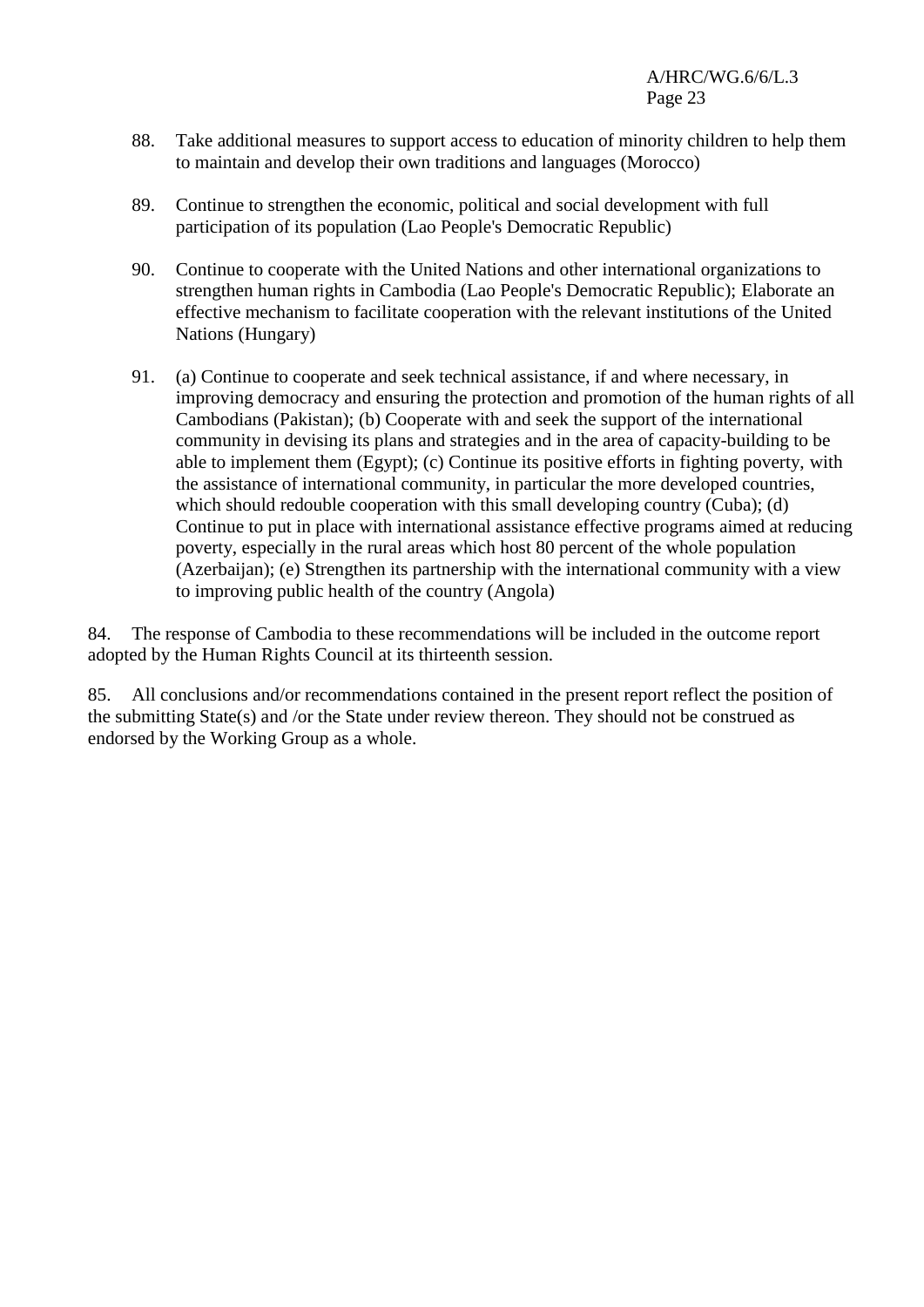88. Take additional measures to support access to education of minority children to help them to maintain and develop their own traditions and languages (Morocco)

89. Continue to strengthen the economic, political and social development with full participation of its population (Lao People's Democratic Republic)

90. Continue to cooperate with the United Nations and other international organizations to strengthen human rights in Cambodia (Lao People's Democratic Republic); Elaborate an effective mechanism to facilitate cooperation with the relevant institutions of the United Nations (Hungary)

91. (a) Continue to cooperate and seek technical assistance, if and where necessary, in improving democracy and ensuring the protection and promotion of the human rights of all Cambodians (Pakistan); (b) Cooperate with and seek the support of the international community in devising its plans and strategies and in the area of capacity-building to be able to implement them (Egypt); (c) Continue its positive efforts in fighting poverty, with the assistance of international community, in particular the more developed countries, which should redouble cooperation with this small developing country (Cuba); (d) Continue to put in place with international assistance effective programs aimed at reducing poverty, especially in the rural areas which host 80 percent of the whole population (Azerbaijan); (e) Strengthen its partnership with the international community with a view to improving public health of the country (Angola)

84. The response of Cambodia to these recommendations will be included in the outcome report adopted by the Human Rights Council at its thirteenth session.

85. All conclusions and/or recommendations contained in the present report reflect the position of the submitting State(s) and /or the State under review thereon. They should not be construed as endorsed by the Working Group as a whole.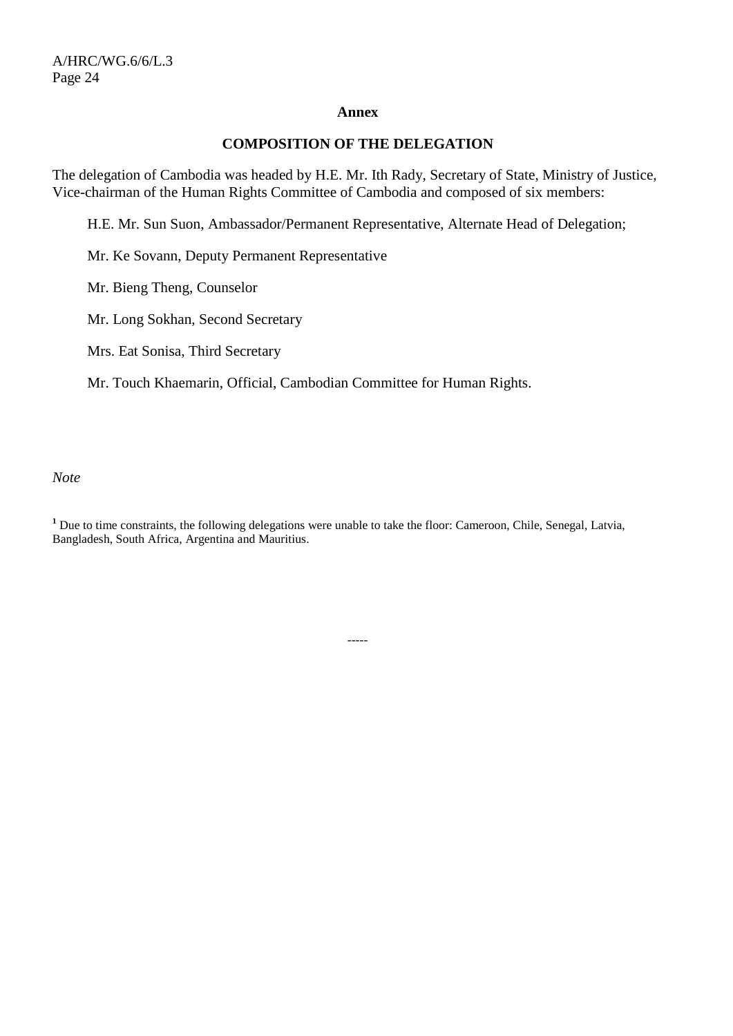**Annex**

**COMPOSITION OF THE DELEGATION**

The delegation of Cambodia was headed by H.E. Mr. Ith Rady, Secretary of State, Ministry of Justice, Vice-chairman of the Human Rights Committee of Cambodia and composed of six members:

H.E. Mr. Sun Suon, Ambassador/Permanent Representative, Alternate Head of Delegation;

Mr. Ke Sovann, Deputy Permanent Representative

Mr. Bieng Theng, Counselor

Mr. Long Sokhan, Second Secretary

Mrs. Eat Sonisa, Third Secretary

Mr. Touch Khaemarin, Official, Cambodian Committee for Human Rights.

*Note*

[1] Due to time constraints, the following delegations were unable to take the floor: Cameroon, Chile, Senegal, Latvia, Bangladesh, South Africa, Argentina and Mauritius.

-----